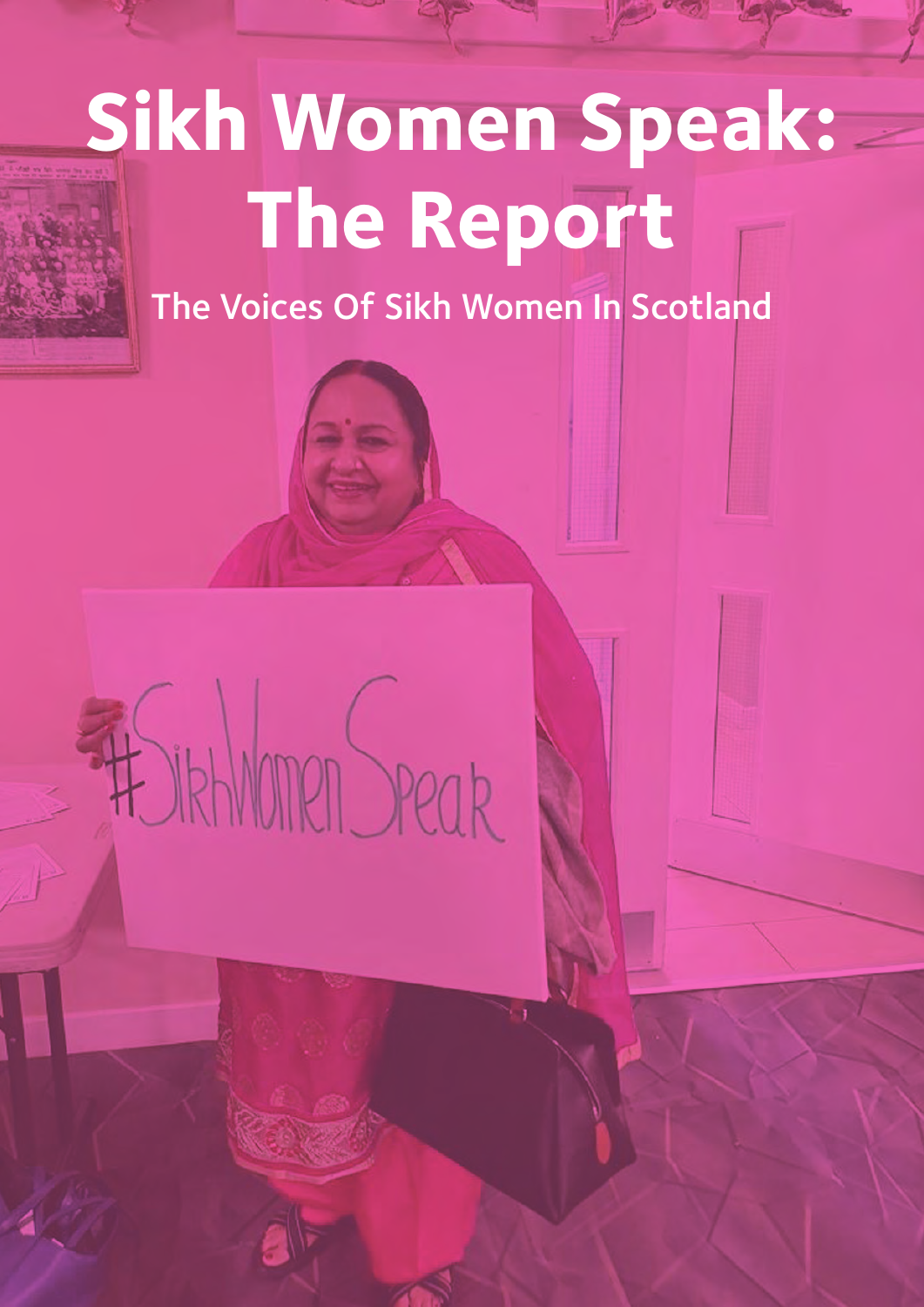# Sikh Women Speak: The Report

## The Voices Of Sikh Women In Scotland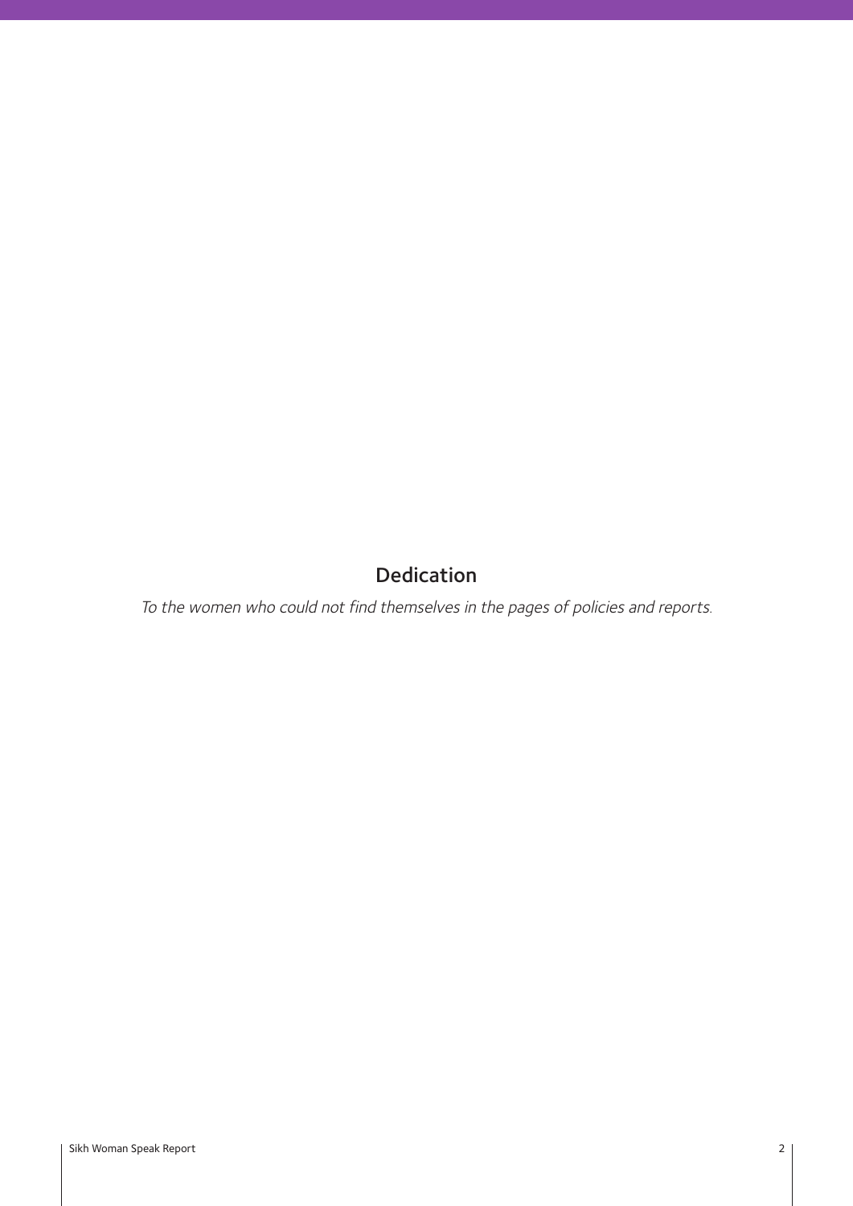## Dedication

*To the women who could not find themselves in the pages of policies and reports.*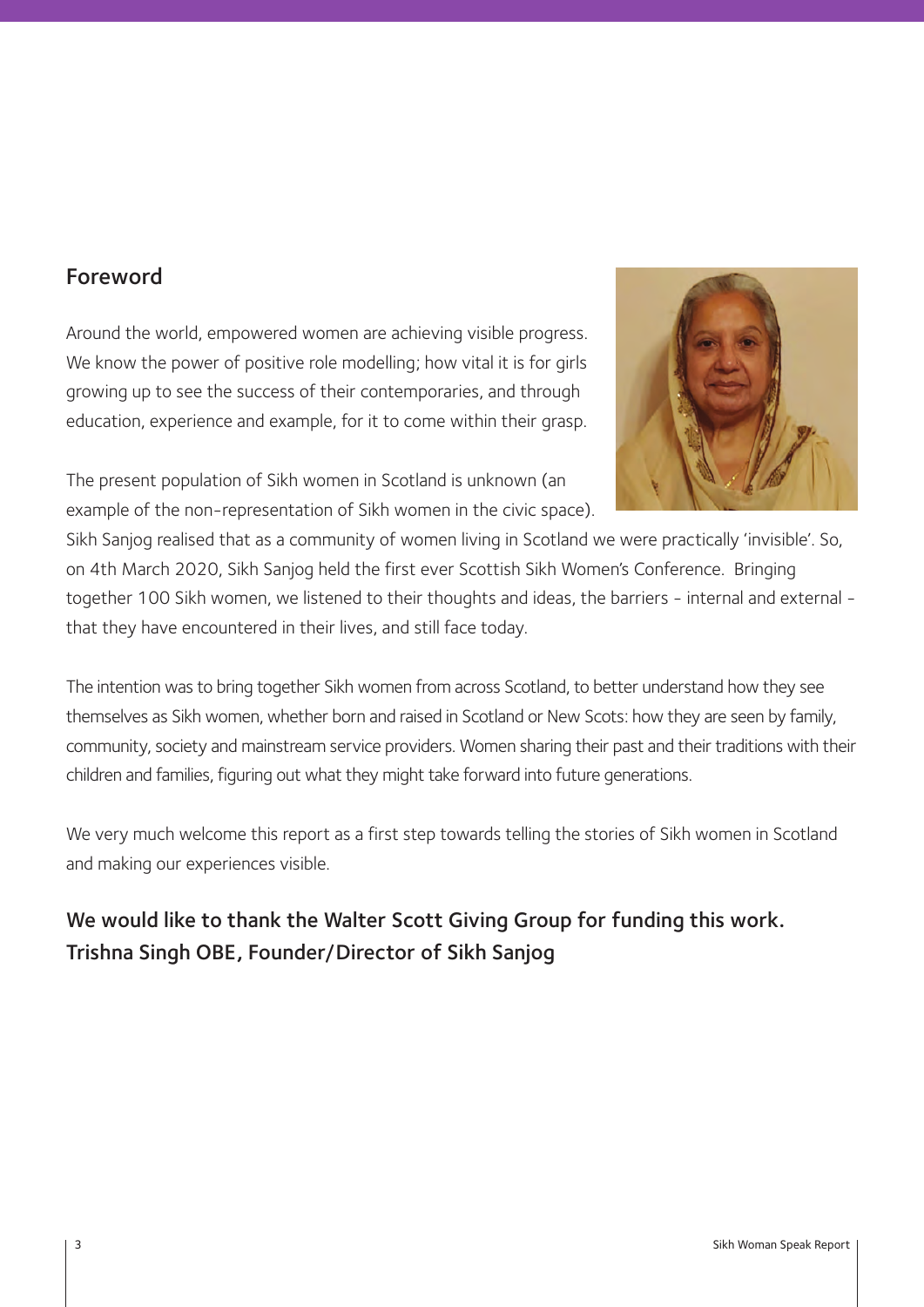## Foreword

Around the world, empowered women are achieving visible progress. We know the power of positive role modelling; how vital it is for girls growing up to see the success of their contemporaries, and through education, experience and example, for it to come within their grasp.

The present population of Sikh women in Scotland is unknown (an example of the non-representation of Sikh women in the civic space). Sikh Sanjog realised that as a community of women living in Scotland we were practically 'invisible'. So, on 4th March 2020, Sikh Sanjog held the first ever Scottish Sikh Women's Conference. Bringing together 100 Sikh women, we listened to their thoughts and ideas, the barriers - internal and external - that they have encountered in their lives, and still face today.

The intention was to bring together Sikh women from across Scotland, to better understand how they see themselves as Sikh women, whether born and raised in Scotland or New Scots: how they are seen by family, community, society and mainstream service providers. Women sharing their past and their traditions with their children and families, figuring out what they might take forward into future generations.

We very much welcome this report as a first step towards telling the stories of Sikh women in Scotland and making our experiences visible.

**We would like to thank the Walter Scott Giving Group for funding this work.**
**Trishna Singh OBE, Founder/Director of Sikh Sanjog**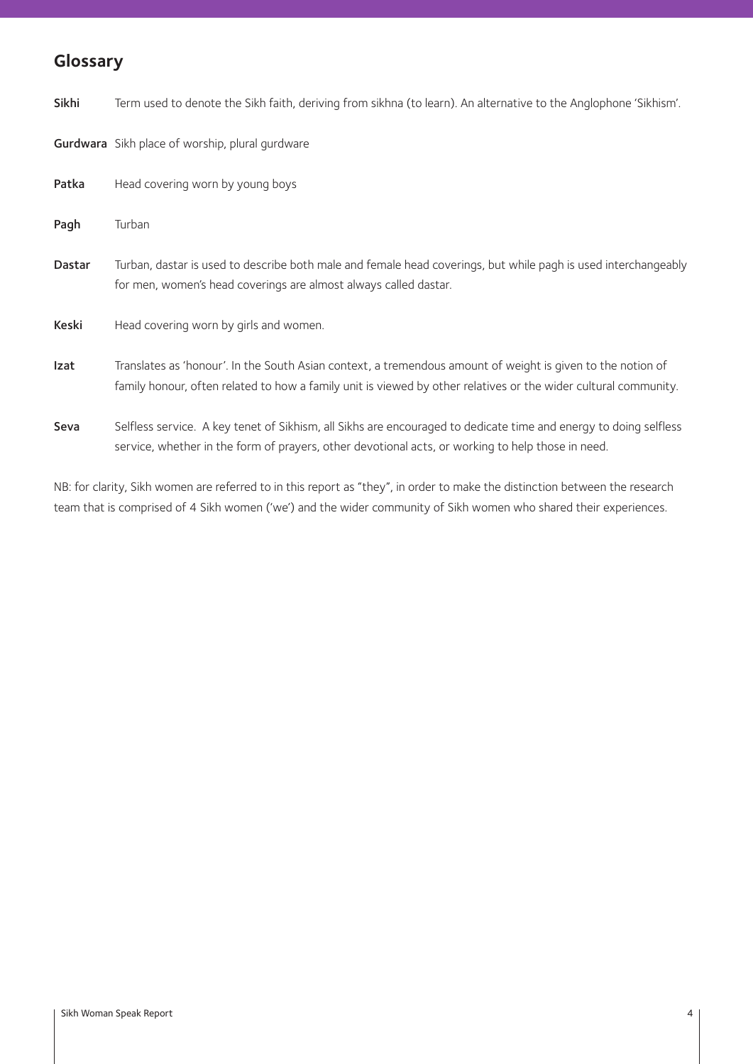## Glossary

**Sikhi** Term used to denote the Sikh faith, deriving from sikhna (to learn). An alternative to the Anglophone 'Sikhism'.

**Gurdwara** Sikh place of worship, plural gurdware

**Patka** Head covering worn by young boys

**Pagh** Turban

**Dastar** Turban, dastar is used to describe both male and female head coverings, but while pagh is used interchangeably for men, women's head coverings are almost always called dastar.

**Keski** Head covering worn by girls and women.

**Izat** Translates as 'honour'. In the South Asian context, a tremendous amount of weight is given to the notion of family honour, often related to how a family unit is viewed by other relatives or the wider cultural community.

**Seva** Selfless service. A key tenet of Sikhism, all Sikhs are encouraged to dedicate time and energy to doing selfless service, whether in the form of prayers, other devotional acts, or working to help those in need.

NB: for clarity, Sikh women are referred to in this report as "they", in order to make the distinction between the research team that is comprised of 4 Sikh women ('we') and the wider community of Sikh women who shared their experiences.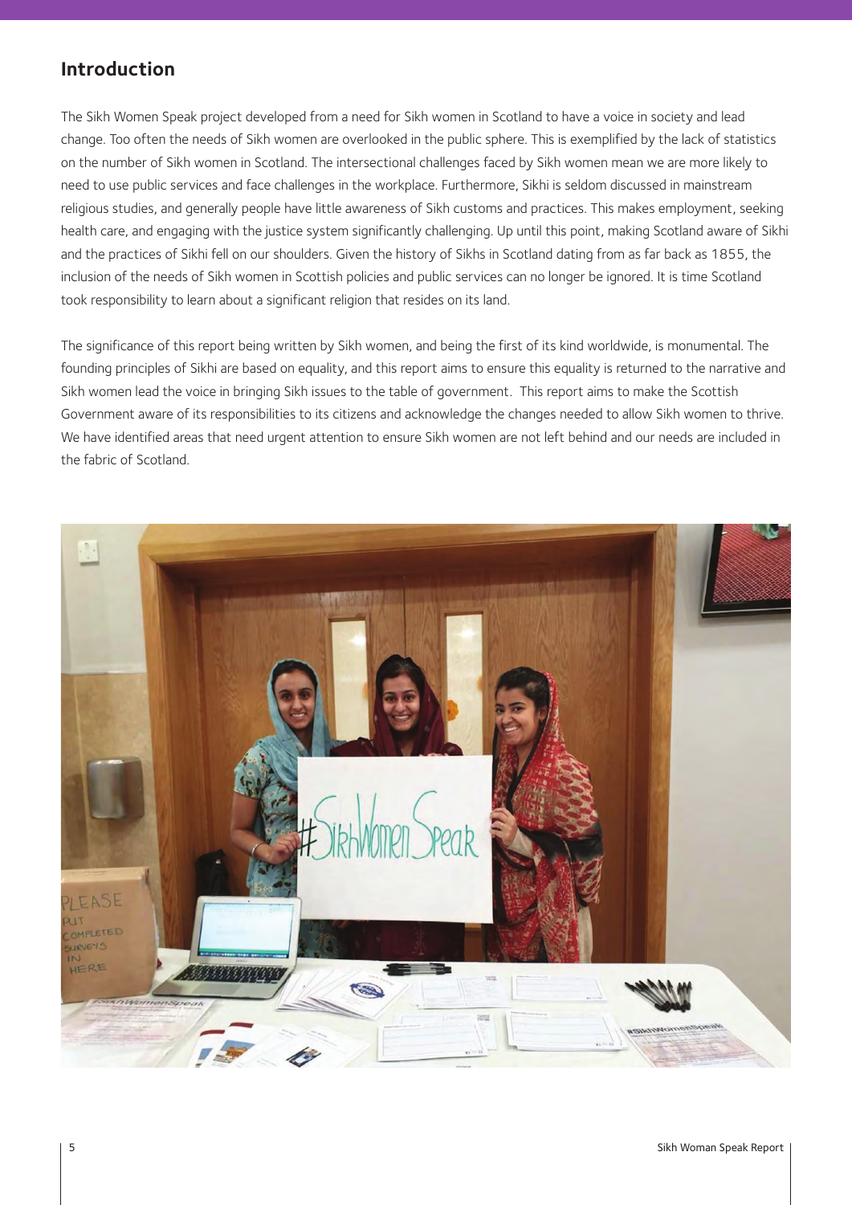## Introduction

The Sikh Women Speak project developed from a need for Sikh women in Scotland to have a voice in society and lead change. Too often the needs of Sikh women are overlooked in the public sphere. This is exemplified by the lack of statistics on the number of Sikh women in Scotland. The intersectional challenges faced by Sikh women mean we are more likely to need to use public services and face challenges in the workplace. Furthermore, Sikhi is seldom discussed in mainstream religious studies, and generally people have little awareness of Sikh customs and practices. This makes employment, seeking health care, and engaging with the justice system significantly challenging. Up until this point, making Scotland aware of Sikhi and the practices of Sikhi fell on our shoulders. Given the history of Sikhs in Scotland dating from as far back as 1855, the inclusion of the needs of Sikh women in Scottish policies and public services can no longer be ignored. It is time Scotland took responsibility to learn about a significant religion that resides on its land.

The significance of this report being written by Sikh women, and being the first of its kind worldwide, is monumental. The founding principles of Sikhi are based on equality, and this report aims to ensure this equality is returned to the narrative and Sikh women lead the voice in bringing Sikh issues to the table of government. This report aims to make the Scottish Government aware of its responsibilities to its citizens and acknowledge the changes needed to allow Sikh women to thrive. We have identified areas that need urgent attention to ensure Sikh women are not left behind and our needs are included in the fabric of Scotland.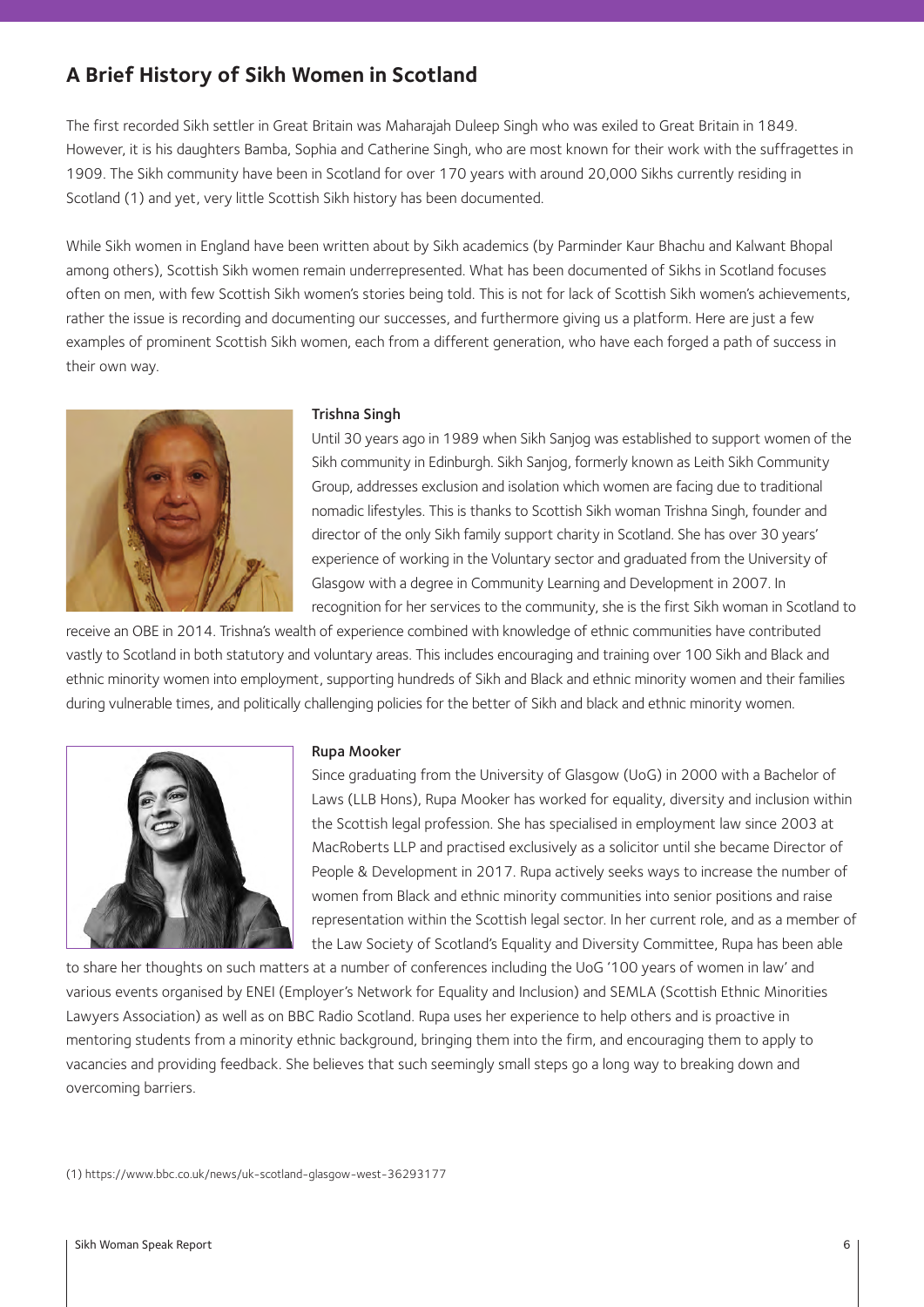## A Brief History of Sikh Women in Scotland

The first recorded Sikh settler in Great Britain was Maharajah Duleep Singh who was exiled to Great Britain in 1849. However, it is his daughters Bamba, Sophia and Catherine Singh, who are most known for their work with the suffragettes in 1909. The Sikh community have been in Scotland for over 170 years with around 20,000 Sikhs currently residing in Scotland (1) and yet, very little Scottish Sikh history has been documented.

While Sikh women in England have been written about by Sikh academics (by Parminder Kaur Bhachu and Kalwant Bhopal among others), Scottish Sikh women remain underrepresented. What has been documented of Sikhs in Scotland focuses often on men, with few Scottish Sikh women's stories being told. This is not for lack of Scottish Sikh women's achievements, rather the issue is recording and documenting our successes, and furthermore giving us a platform. Here are just a few examples of prominent Scottish Sikh women, each from a different generation, who have each forged a path of success in their own way.

**Trishna Singh**

Until 30 years ago in 1989 when Sikh Sanjog was established to support women of the Sikh community in Edinburgh. Sikh Sanjog, formerly known as Leith Sikh Community Group, addresses exclusion and isolation which women are facing due to traditional nomadic lifestyles. This is thanks to Scottish Sikh woman Trishna Singh, founder and director of the only Sikh family support charity in Scotland. She has over 30 years' experience of working in the Voluntary sector and graduated from the University of Glasgow with a degree in Community Learning and Development in 2007. In recognition for her services to the community, she is the first Sikh woman in Scotland to receive an OBE in 2014. Trishna's wealth of experience combined with knowledge of ethnic communities have contributed vastly to Scotland in both statutory and voluntary areas. This includes encouraging and training over 100 Sikh and Black and ethnic minority women into employment, supporting hundreds of Sikh and Black and ethnic minority women and their families during vulnerable times, and politically challenging policies for the better of Sikh and black and ethnic minority women.

**Rupa Mooker**

Since graduating from the University of Glasgow (UoG) in 2000 with a Bachelor of Laws (LLB Hons), Rupa Mooker has worked for equality, diversity and inclusion within the Scottish legal profession. She has specialised in employment law since 2003 at MacRoberts LLP and practised exclusively as a solicitor until she became Director of People & Development in 2017. Rupa actively seeks ways to increase the number of women from Black and ethnic minority communities into senior positions and raise representation within the Scottish legal sector. In her current role, and as a member of the Law Society of Scotland's Equality and Diversity Committee, Rupa has been able to share her thoughts on such matters at a number of conferences including the UoG '100 years of women in law' and various events organised by ENEI (Employer's Network for Equality and Inclusion) and SEMLA (Scottish Ethnic Minorities Lawyers Association) as well as on BBC Radio Scotland. Rupa uses her experience to help others and is proactive in mentoring students from a minority ethnic background, bringing them into the firm, and encouraging them to apply to vacancies and providing feedback. She believes that such seemingly small steps go a long way to breaking down and overcoming barriers.

(1) https://www.bbc.co.uk/news/uk-scotland-glasgow-west-36293177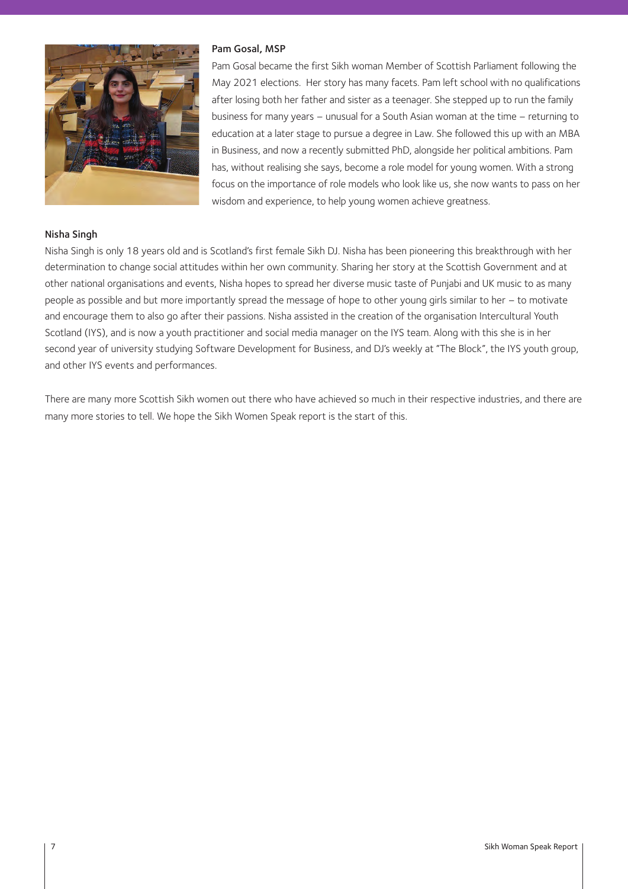### Pam Gosal, MSP

Pam Gosal became the first Sikh woman Member of Scottish Parliament following the May 2021 elections. Her story has many facets. Pam left school with no qualifications after losing both her father and sister as a teenager. She stepped up to run the family business for many years – unusual for a South Asian woman at the time – returning to education at a later stage to pursue a degree in Law. She followed this up with an MBA in Business, and now a recently submitted PhD, alongside her political ambitions. Pam has, without realising she says, become a role model for young women. With a strong focus on the importance of role models who look like us, she now wants to pass on her wisdom and experience, to help young women achieve greatness.

### Nisha Singh

Nisha Singh is only 18 years old and is Scotland's first female Sikh DJ. Nisha has been pioneering this breakthrough with her determination to change social attitudes within her own community. Sharing her story at the Scottish Government and at other national organisations and events, Nisha hopes to spread her diverse music taste of Punjabi and UK music to as many people as possible and but more importantly spread the message of hope to other young girls similar to her – to motivate and encourage them to also go after their passions. Nisha assisted in the creation of the organisation Intercultural Youth Scotland (IYS), and is now a youth practitioner and social media manager on the IYS team. Along with this she is in her second year of university studying Software Development for Business, and DJ's weekly at "The Block", the IYS youth group, and other IYS events and performances.

There are many more Scottish Sikh women out there who have achieved so much in their respective industries, and there are many more stories to tell. We hope the Sikh Women Speak report is the start of this.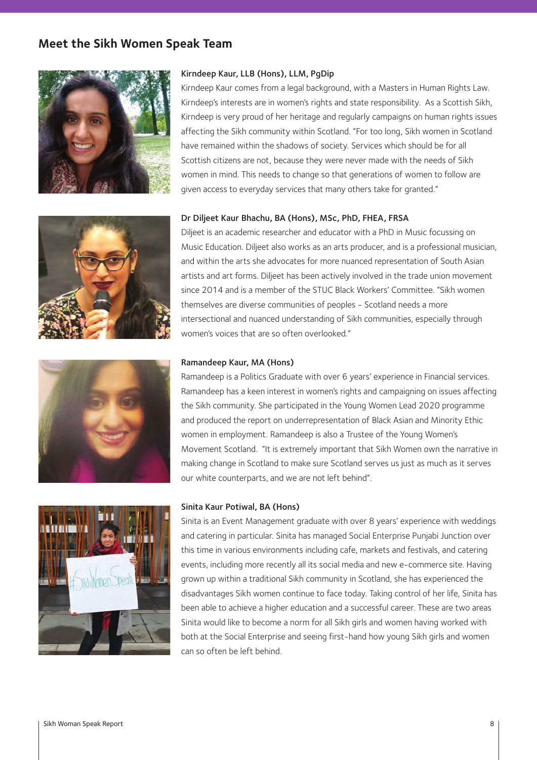## Meet the Sikh Women Speak Team

### Kirndeep Kaur, LLB (Hons), LLM, PgDip

Kirndeep Kaur comes from a legal background, with a Masters in Human Rights Law. Kirndeep's interests are in women's rights and state responsibility. As a Scottish Sikh, Kirndeep is very proud of her heritage and regularly campaigns on human rights issues affecting the Sikh community within Scotland. "For too long, Sikh women in Scotland have remained within the shadows of society. Services which should be for all Scottish citizens are not, because they were never made with the needs of Sikh women in mind. This needs to change so that generations of women to follow are given access to everyday services that many others take for granted."

### Dr Diljeet Kaur Bhachu, BA (Hons), MSc, PhD, FHEA, FRSA

Diljeet is an academic researcher and educator with a PhD in Music focussing on Music Education. Diljeet also works as an arts producer, and is a professional musician, and within the arts she advocates for more nuanced representation of South Asian artists and art forms. Diljeet has been actively involved in the trade union movement since 2014 and is a member of the STUC Black Workers' Committee. "Sikh women themselves are diverse communities of peoples - Scotland needs a more intersectional and nuanced understanding of Sikh communities, especially through women's voices that are so often overlooked."

### Ramandeep Kaur, MA (Hons)

Ramandeep is a Politics Graduate with over 6 years' experience in Financial services. Ramandeep has a keen interest in women's rights and campaigning on issues affecting the Sikh community. She participated in the Young Women Lead 2020 programme and produced the report on underrepresentation of Black Asian and Minority Ethic women in employment. Ramandeep is also a Trustee of the Young Women's Movement Scotland. "It is extremely important that Sikh Women own the narrative in making change in Scotland to make sure Scotland serves us just as much as it serves our white counterparts, and we are not left behind".

### Sinita Kaur Potiwal, BA (Hons)

Sinita is an Event Management graduate with over 8 years' experience with weddings and catering in particular. Sinita has managed Social Enterprise Punjabi Junction over this time in various environments including cafe, markets and festivals, and catering events, including more recently all its social media and new e-commerce site. Having grown up within a traditional Sikh community in Scotland, she has experienced the disadvantages Sikh women continue to face today. Taking control of her life, Sinita has been able to achieve a higher education and a successful career. These are two areas Sinita would like to become a norm for all Sikh girls and women having worked with both at the Social Enterprise and seeing first-hand how young Sikh girls and women can so often be left behind.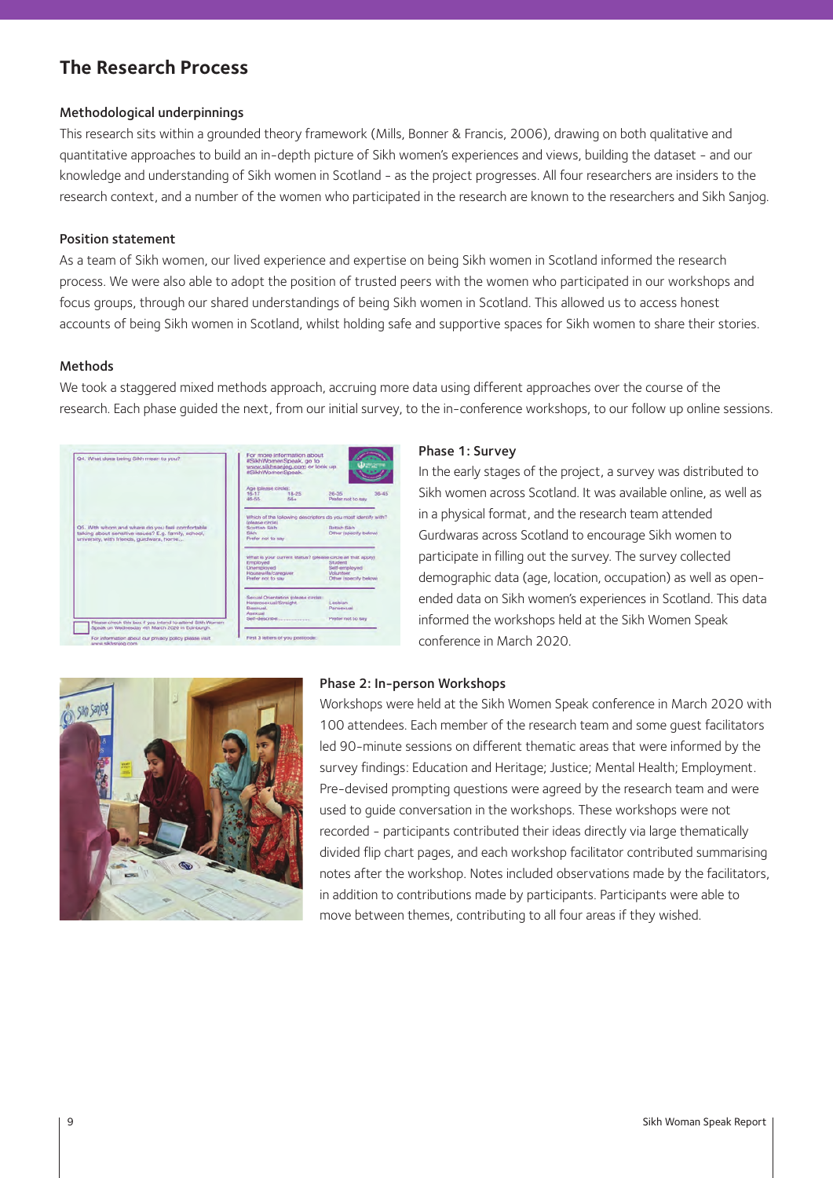## The Research Process

### Methodological underpinnings

This research sits within a grounded theory framework (Mills, Bonner & Francis, 2006), drawing on both qualitative and quantitative approaches to build an in-depth picture of Sikh women's experiences and views, building the dataset - and our knowledge and understanding of Sikh women in Scotland - as the project progresses. All four researchers are insiders to the research context, and a number of the women who participated in the research are known to the researchers and Sikh Sanjog.

### Position statement

As a team of Sikh women, our lived experience and expertise on being Sikh women in Scotland informed the research process. We were also able to adopt the position of trusted peers with the women who participated in our workshops and focus groups, through our shared understandings of being Sikh women in Scotland. This allowed us to access honest accounts of being Sikh women in Scotland, whilst holding safe and supportive spaces for Sikh women to share their stories.

### Methods

We took a staggered mixed methods approach, accruing more data using different approaches over the course of the research. Each phase guided the next, from our initial survey, to the in-conference workshops, to our follow up online sessions.

### Phase 1: Survey

In the early stages of the project, a survey was distributed to Sikh women across Scotland. It was available online, as well as in a physical format, and the research team attended Gurdwaras across Scotland to encourage Sikh women to participate in filling out the survey. The survey collected demographic data (age, location, occupation) as well as open-ended data on Sikh women's experiences in Scotland. This data informed the workshops held at the Sikh Women Speak conference in March 2020.

### Phase 2: In-person Workshops

Workshops were held at the Sikh Women Speak conference in March 2020 with 100 attendees. Each member of the research team and some guest facilitators led 90-minute sessions on different thematic areas that were informed by the survey findings: Education and Heritage; Justice; Mental Health; Employment. Pre-devised prompting questions were agreed by the research team and were used to guide conversation in the workshops. These workshops were not recorded - participants contributed their ideas directly via large thematically divided flip chart pages, and each workshop facilitator contributed summarising notes after the workshop. Notes included observations made by the facilitators, in addition to contributions made by participants. Participants were able to move between themes, contributing to all four areas if they wished.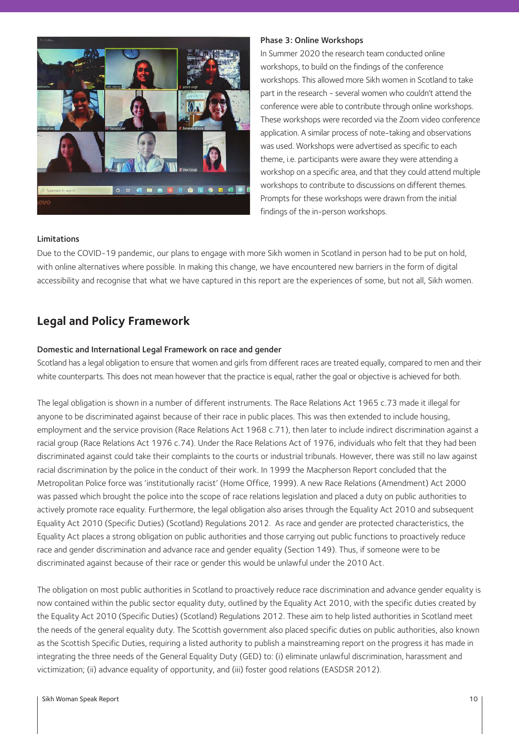### Phase 3: Online Workshops

In Summer 2020 the research team conducted online workshops, to build on the findings of the conference workshops. This allowed more Sikh women in Scotland to take part in the research - several women who couldn't attend the conference were able to contribute through online workshops. These workshops were recorded via the Zoom video conference application. A similar process of note-taking and observations was used. Workshops were advertised as specific to each theme, i.e. participants were aware they were attending a workshop on a specific area, and that they could attend multiple workshops to contribute to discussions on different themes. Prompts for these workshops were drawn from the initial findings of the in-person workshops.

### Limitations

Due to the COVID-19 pandemic, our plans to engage with more Sikh women in Scotland in person had to be put on hold, with online alternatives where possible. In making this change, we have encountered new barriers in the form of digital accessibility and recognise that what we have captured in this report are the experiences of some, but not all, Sikh women.

## Legal and Policy Framework

### Domestic and International Legal Framework on race and gender

Scotland has a legal obligation to ensure that women and girls from different races are treated equally, compared to men and their white counterparts. This does not mean however that the practice is equal, rather the goal or objective is achieved for both.

The legal obligation is shown in a number of different instruments. The Race Relations Act 1965 c.73 made it illegal for anyone to be discriminated against because of their race in public places. This was then extended to include housing, employment and the service provision (Race Relations Act 1968 c.71), then later to include indirect discrimination against a racial group (Race Relations Act 1976 c.74). Under the Race Relations Act of 1976, individuals who felt that they had been discriminated against could take their complaints to the courts or industrial tribunals. However, there was still no law against racial discrimination by the police in the conduct of their work. In 1999 the Macpherson Report concluded that the Metropolitan Police force was 'institutionally racist' (Home Office, 1999). A new Race Relations (Amendment) Act 2000 was passed which brought the police into the scope of race relations legislation and placed a duty on public authorities to actively promote race equality. Furthermore, the legal obligation also arises through the Equality Act 2010 and subsequent Equality Act 2010 (Specific Duties) (Scotland) Regulations 2012. As race and gender are protected characteristics, the Equality Act places a strong obligation on public authorities and those carrying out public functions to proactively reduce race and gender discrimination and advance race and gender equality (Section 149). Thus, if someone were to be discriminated against because of their race or gender this would be unlawful under the 2010 Act.

The obligation on most public authorities in Scotland to proactively reduce race discrimination and advance gender equality is now contained within the public sector equality duty, outlined by the Equality Act 2010, with the specific duties created by the Equality Act 2010 (Specific Duties) (Scotland) Regulations 2012. These aim to help listed authorities in Scotland meet the needs of the general equality duty. The Scottish government also placed specific duties on public authorities, also known as the Scottish Specific Duties, requiring a listed authority to publish a mainstreaming report on the progress it has made in integrating the three needs of the General Equality Duty (GED) to: (i) eliminate unlawful discrimination, harassment and victimization; (ii) advance equality of opportunity, and (iii) foster good relations (EASDSR 2012).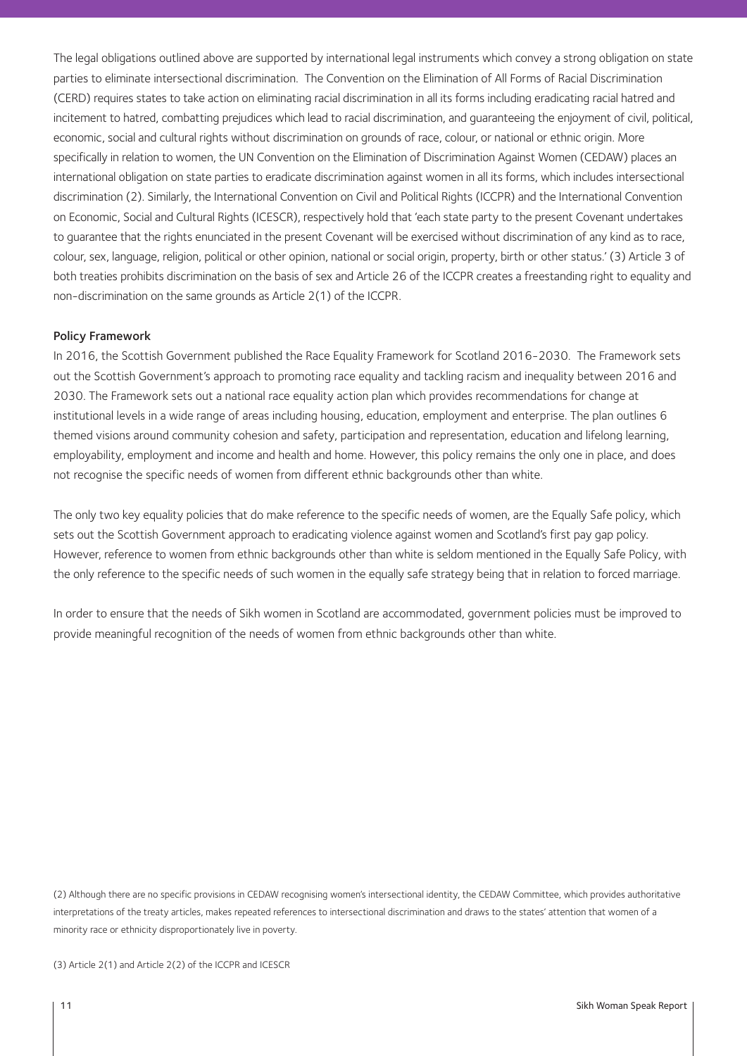The legal obligations outlined above are supported by international legal instruments which convey a strong obligation on state parties to eliminate intersectional discrimination. The Convention on the Elimination of All Forms of Racial Discrimination (CERD) requires states to take action on eliminating racial discrimination in all its forms including eradicating racial hatred and incitement to hatred, combatting prejudices which lead to racial discrimination, and guaranteeing the enjoyment of civil, political, economic, social and cultural rights without discrimination on grounds of race, colour, or national or ethnic origin. More specifically in relation to women, the UN Convention on the Elimination of Discrimination Against Women (CEDAW) places an international obligation on state parties to eradicate discrimination against women in all its forms, which includes intersectional discrimination (2). Similarly, the International Convention on Civil and Political Rights (ICCPR) and the International Convention on Economic, Social and Cultural Rights (ICESCR), respectively hold that 'each state party to the present Covenant undertakes to guarantee that the rights enunciated in the present Covenant will be exercised without discrimination of any kind as to race, colour, sex, language, religion, political or other opinion, national or social origin, property, birth or other status.' (3) Article 3 of both treaties prohibits discrimination on the basis of sex and Article 26 of the ICCPR creates a freestanding right to equality and non-discrimination on the same grounds as Article 2(1) of the ICCPR.

## Policy Framework

In 2016, the Scottish Government published the Race Equality Framework for Scotland 2016-2030. The Framework sets out the Scottish Government's approach to promoting race equality and tackling racism and inequality between 2016 and 2030. The Framework sets out a national race equality action plan which provides recommendations for change at institutional levels in a wide range of areas including housing, education, employment and enterprise. The plan outlines 6 themed visions around community cohesion and safety, participation and representation, education and lifelong learning, employability, employment and income and health and home. However, this policy remains the only one in place, and does not recognise the specific needs of women from different ethnic backgrounds other than white.

The only two key equality policies that do make reference to the specific needs of women, are the Equally Safe policy, which sets out the Scottish Government approach to eradicating violence against women and Scotland's first pay gap policy. However, reference to women from ethnic backgrounds other than white is seldom mentioned in the Equally Safe Policy, with the only reference to the specific needs of such women in the equally safe strategy being that in relation to forced marriage.

In order to ensure that the needs of Sikh women in Scotland are accommodated, government policies must be improved to provide meaningful recognition of the needs of women from ethnic backgrounds other than white.

(2) Although there are no specific provisions in CEDAW recognising women's intersectional identity, the CEDAW Committee, which provides authoritative interpretations of the treaty articles, makes repeated references to intersectional discrimination and draws to the states' attention that women of a minority race or ethnicity disproportionately live in poverty.

(3) Article 2(1) and Article 2(2) of the ICCPR and ICESCR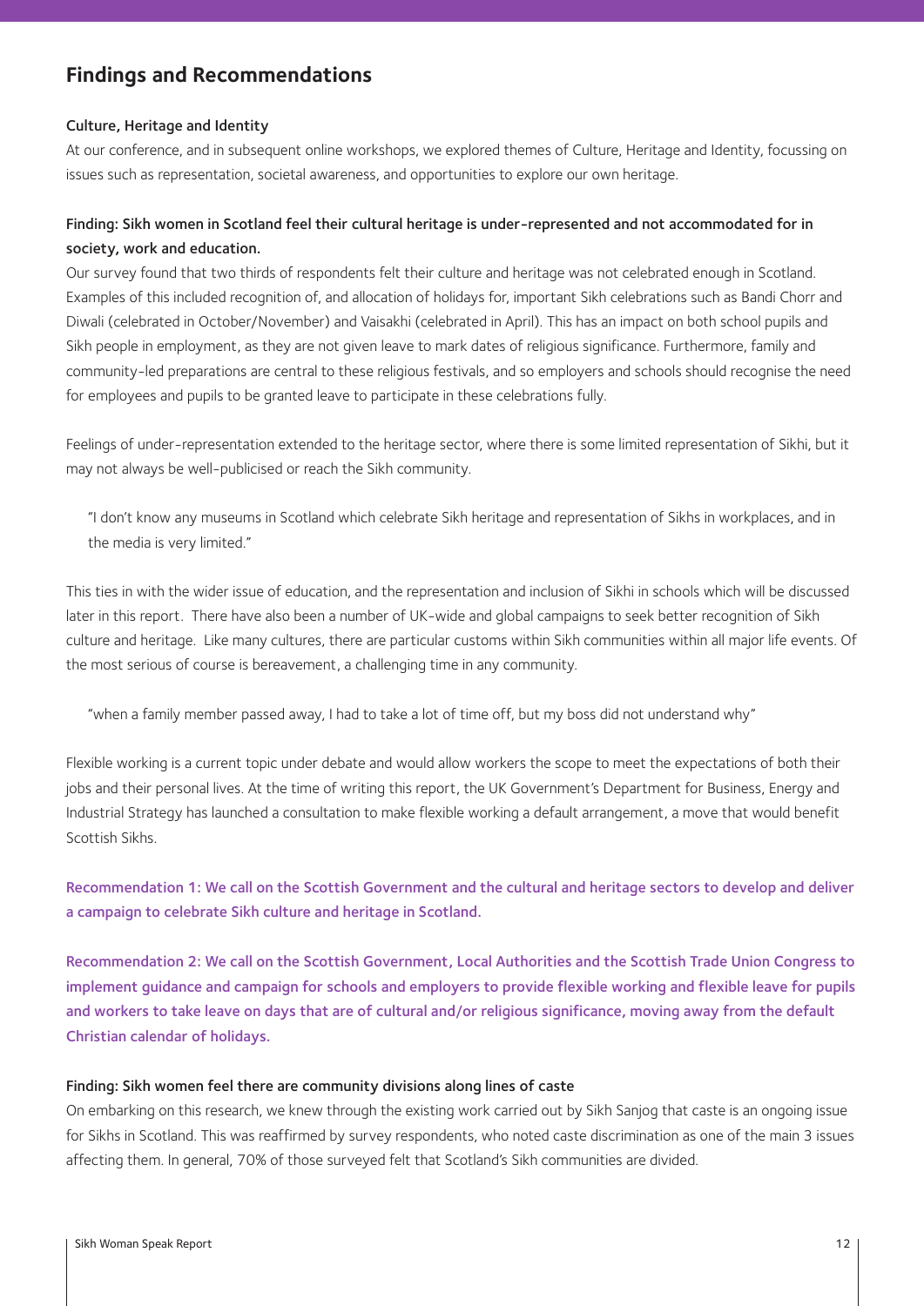## Findings and Recommendations

### Culture, Heritage and Identity

At our conference, and in subsequent online workshops, we explored themes of Culture, Heritage and Identity, focussing on issues such as representation, societal awareness, and opportunities to explore our own heritage.

#### Finding: Sikh women in Scotland feel their cultural heritage is under-represented and not accommodated for in society, work and education.

Our survey found that two thirds of respondents felt their culture and heritage was not celebrated enough in Scotland. Examples of this included recognition of, and allocation of holidays for, important Sikh celebrations such as Bandi Chorr and Diwali (celebrated in October/November) and Vaisakhi (celebrated in April). This has an impact on both school pupils and Sikh people in employment, as they are not given leave to mark dates of religious significance. Furthermore, family and community-led preparations are central to these religious festivals, and so employers and schools should recognise the need for employees and pupils to be granted leave to participate in these celebrations fully.

Feelings of under-representation extended to the heritage sector, where there is some limited representation of Sikhi, but it may not always be well-publicised or reach the Sikh community.

> "I don't know any museums in Scotland which celebrate Sikh heritage and representation of Sikhs in workplaces, and in the media is very limited."

This ties in with the wider issue of education, and the representation and inclusion of Sikhi in schools which will be discussed later in this report. There have also been a number of UK-wide and global campaigns to seek better recognition of Sikh culture and heritage. Like many cultures, there are particular customs within Sikh communities within all major life events. Of the most serious of course is bereavement, a challenging time in any community.

> "when a family member passed away, I had to take a lot of time off, but my boss did not understand why"

Flexible working is a current topic under debate and would allow workers the scope to meet the expectations of both their jobs and their personal lives. At the time of writing this report, the UK Government's Department for Business, Energy and Industrial Strategy has launched a consultation to make flexible working a default arrangement, a move that would benefit Scottish Sikhs.

**Recommendation 1: We call on the Scottish Government and the cultural and heritage sectors to develop and deliver a campaign to celebrate Sikh culture and heritage in Scotland.**

**Recommendation 2: We call on the Scottish Government, Local Authorities and the Scottish Trade Union Congress to implement guidance and campaign for schools and employers to provide flexible working and flexible leave for pupils and workers to take leave on days that are of cultural and/or religious significance, moving away from the default Christian calendar of holidays.**

#### Finding: Sikh women feel there are community divisions along lines of caste

On embarking on this research, we knew through the existing work carried out by Sikh Sanjog that caste is an ongoing issue for Sikhs in Scotland. This was reaffirmed by survey respondents, who noted caste discrimination as one of the main 3 issues affecting them. In general, 70% of those surveyed felt that Scotland's Sikh communities are divided.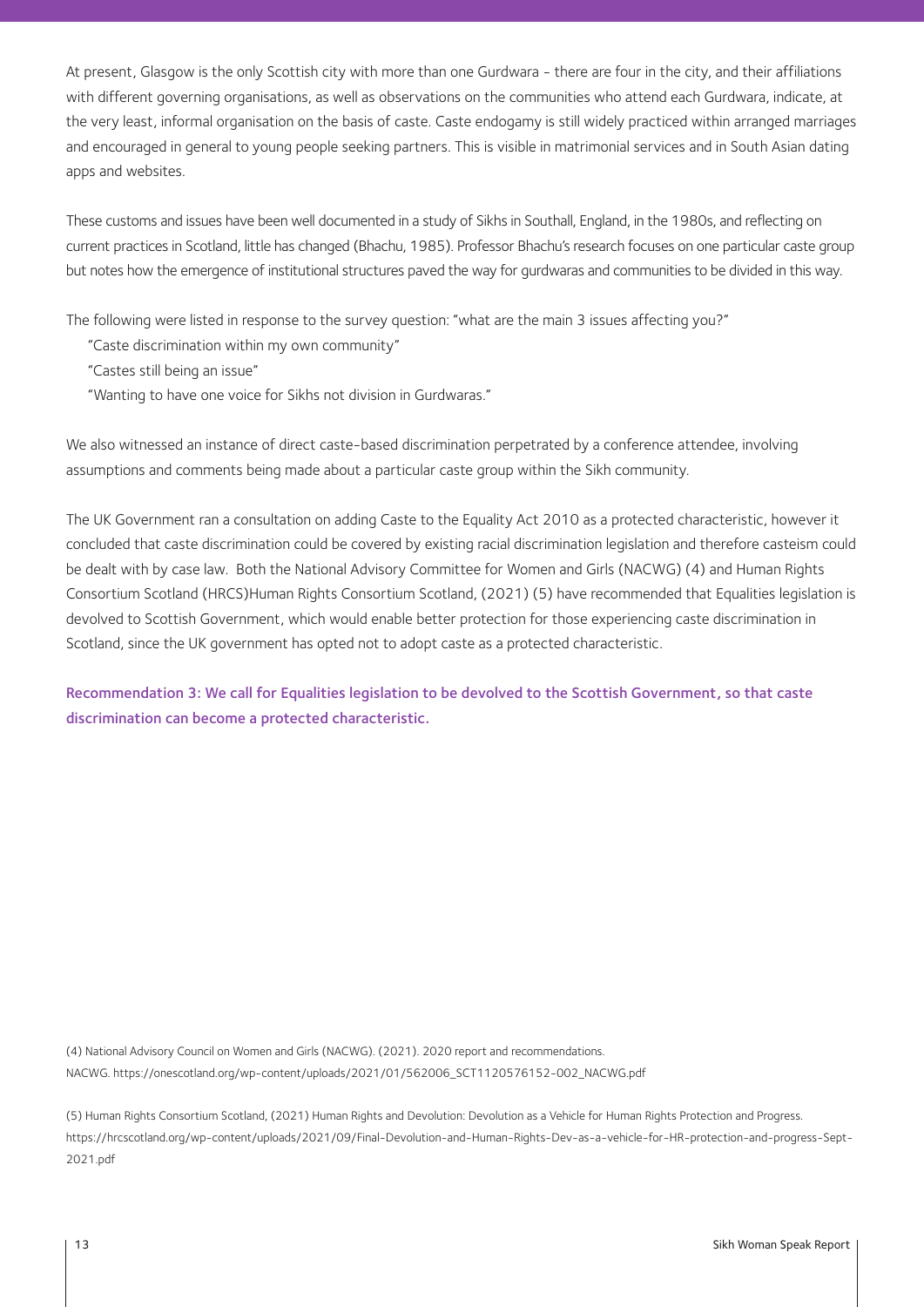At present, Glasgow is the only Scottish city with more than one Gurdwara - there are four in the city, and their affiliations with different governing organisations, as well as observations on the communities who attend each Gurdwara, indicate, at the very least, informal organisation on the basis of caste. Caste endogamy is still widely practiced within arranged marriages and encouraged in general to young people seeking partners. This is visible in matrimonial services and in South Asian dating apps and websites.

These customs and issues have been well documented in a study of Sikhs in Southall, England, in the 1980s, and reflecting on current practices in Scotland, little has changed (Bhachu, 1985). Professor Bhachu's research focuses on one particular caste group but notes how the emergence of institutional structures paved the way for gurdwaras and communities to be divided in this way.

The following were listed in response to the survey question: "what are the main 3 issues affecting you?"

"Caste discrimination within my own community"

"Castes still being an issue"

"Wanting to have one voice for Sikhs not division in Gurdwaras."

We also witnessed an instance of direct caste-based discrimination perpetrated by a conference attendee, involving assumptions and comments being made about a particular caste group within the Sikh community.

The UK Government ran a consultation on adding Caste to the Equality Act 2010 as a protected characteristic, however it concluded that caste discrimination could be covered by existing racial discrimination legislation and therefore casteism could be dealt with by case law. Both the National Advisory Committee for Women and Girls (NACWG) (4) and Human Rights Consortium Scotland (HRCS)Human Rights Consortium Scotland, (2021) (5) have recommended that Equalities legislation is devolved to Scottish Government, which would enable better protection for those experiencing caste discrimination in Scotland, since the UK government has opted not to adopt caste as a protected characteristic.

**Recommendation 3: We call for Equalities legislation to be devolved to the Scottish Government, so that caste discrimination can become a protected characteristic.**

(4) National Advisory Council on Women and Girls (NACWG). (2021). 2020 report and recommendations. NACWG. https://onescotland.org/wp-content/uploads/2021/01/562006_SCT1120576152-002_NACWG.pdf

(5) Human Rights Consortium Scotland, (2021) Human Rights and Devolution: Devolution as a Vehicle for Human Rights Protection and Progress. https://hrcscotland.org/wp-content/uploads/2021/09/Final-Devolution-and-Human-Rights-Dev-as-a-vehicle-for-HR-protection-and-progress-Sept-2021.pdf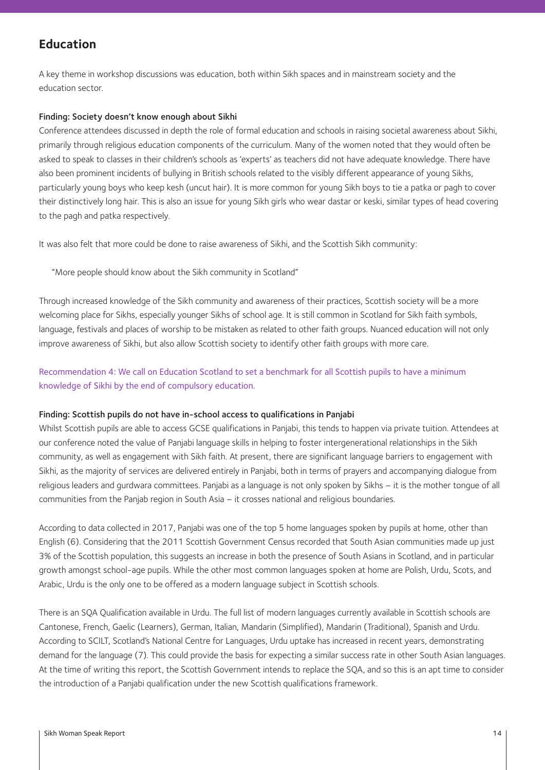## Education

A key theme in workshop discussions was education, both within Sikh spaces and in mainstream society and the education sector.

**Finding: Society doesn't know enough about Sikhi**

Conference attendees discussed in depth the role of formal education and schools in raising societal awareness about Sikhi, primarily through religious education components of the curriculum. Many of the women noted that they would often be asked to speak to classes in their children's schools as 'experts' as teachers did not have adequate knowledge. There have also been prominent incidents of bullying in British schools related to the visibly different appearance of young Sikhs, particularly young boys who keep kesh (uncut hair). It is more common for young Sikh boys to tie a patka or pagh to cover their distinctively long hair. This is also an issue for young Sikh girls who wear dastar or keski, similar types of head covering to the pagh and patka respectively.

It was also felt that more could be done to raise awareness of Sikhi, and the Scottish Sikh community:

> "More people should know about the Sikh community in Scotland"

Through increased knowledge of the Sikh community and awareness of their practices, Scottish society will be a more welcoming place for Sikhs, especially younger Sikhs of school age. It is still common in Scotland for Sikh faith symbols, language, festivals and places of worship to be mistaken as related to other faith groups. Nuanced education will not only improve awareness of Sikhi, but also allow Scottish society to identify other faith groups with more care.

Recommendation 4: We call on Education Scotland to set a benchmark for all Scottish pupils to have a minimum knowledge of Sikhi by the end of compulsory education.

**Finding: Scottish pupils do not have in-school access to qualifications in Panjabi**

Whilst Scottish pupils are able to access GCSE qualifications in Panjabi, this tends to happen via private tuition. Attendees at our conference noted the value of Panjabi language skills in helping to foster intergenerational relationships in the Sikh community, as well as engagement with Sikh faith. At present, there are significant language barriers to engagement with Sikhi, as the majority of services are delivered entirely in Panjabi, both in terms of prayers and accompanying dialogue from religious leaders and gurdwara committees. Panjabi as a language is not only spoken by Sikhs – it is the mother tongue of all communities from the Panjab region in South Asia – it crosses national and religious boundaries.

According to data collected in 2017, Panjabi was one of the top 5 home languages spoken by pupils at home, other than English (6). Considering that the 2011 Scottish Government Census recorded that South Asian communities made up just 3% of the Scottish population, this suggests an increase in both the presence of South Asians in Scotland, and in particular growth amongst school-age pupils. While the other most common languages spoken at home are Polish, Urdu, Scots, and Arabic, Urdu is the only one to be offered as a modern language subject in Scottish schools.

There is an SQA Qualification available in Urdu. The full list of modern languages currently available in Scottish schools are Cantonese, French, Gaelic (Learners), German, Italian, Mandarin (Simplified), Mandarin (Traditional), Spanish and Urdu. According to SCILT, Scotland's National Centre for Languages, Urdu uptake has increased in recent years, demonstrating demand for the language (7). This could provide the basis for expecting a similar success rate in other South Asian languages. At the time of writing this report, the Scottish Government intends to replace the SQA, and so this is an apt time to consider the introduction of a Panjabi qualification under the new Scottish qualifications framework.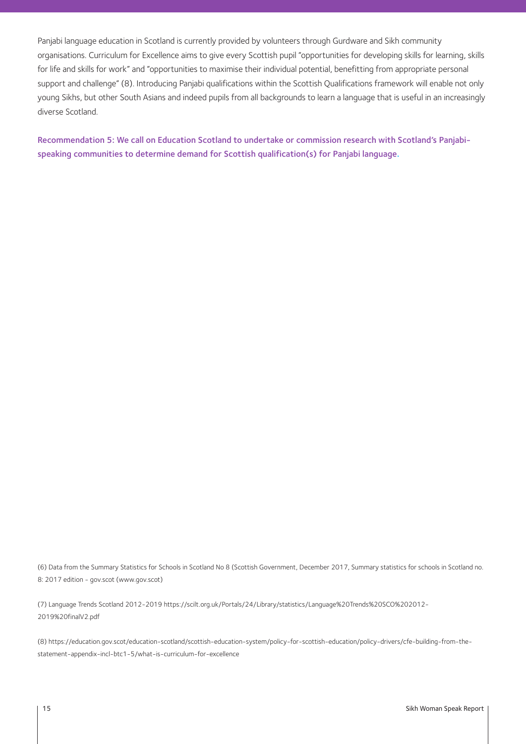Panjabi language education in Scotland is currently provided by volunteers through Gurdware and Sikh community organisations. Curriculum for Excellence aims to give every Scottish pupil "opportunities for developing skills for learning, skills for life and skills for work" and "opportunities to maximise their individual potential, benefitting from appropriate personal support and challenge" (8). Introducing Panjabi qualifications within the Scottish Qualifications framework will enable not only young Sikhs, but other South Asians and indeed pupils from all backgrounds to learn a language that is useful in an increasingly diverse Scotland.

**Recommendation 5: We call on Education Scotland to undertake or commission research with Scotland's Panjabi-speaking communities to determine demand for Scottish qualification(s) for Panjabi language.**

(6) Data from the Summary Statistics for Schools in Scotland No 8 (Scottish Government, December 2017, Summary statistics for schools in Scotland no. 8: 2017 edition - gov.scot (www.gov.scot)

(7) Language Trends Scotland 2012-2019 https://scilt.org.uk/Portals/24/Library/statistics/Language%20Trends%20SCO%202012-2019%20finalV2.pdf

(8) https://education.gov.scot/education-scotland/scottish-education-system/policy-for-scottish-education/policy-drivers/cfe-building-from-the-statement-appendix-incl-btc1-5/what-is-curriculum-for-excellence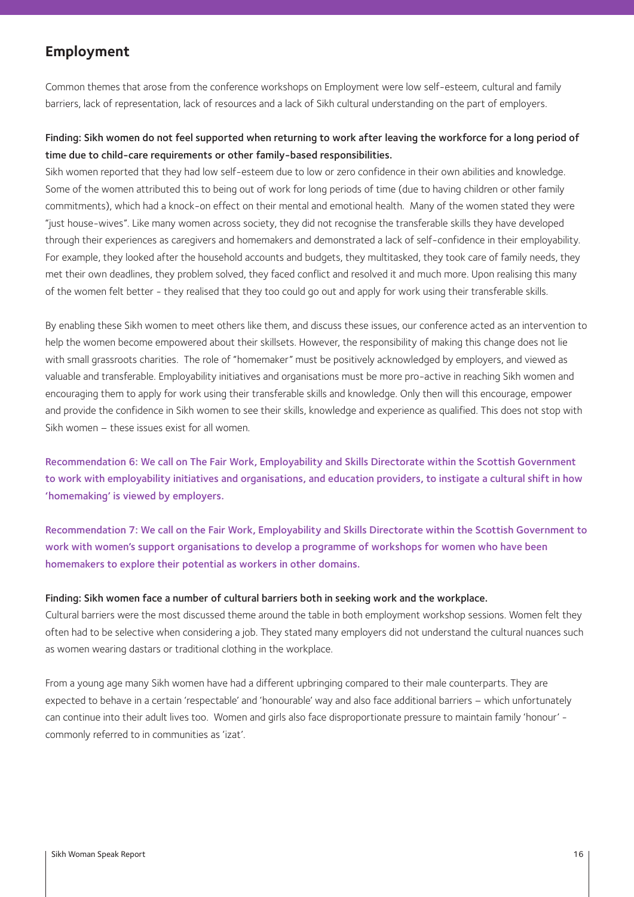## Employment

Common themes that arose from the conference workshops on Employment were low self-esteem, cultural and family barriers, lack of representation, lack of resources and a lack of Sikh cultural understanding on the part of employers.

**Finding: Sikh women do not feel supported when returning to work after leaving the workforce for a long period of time due to child-care requirements or other family-based responsibilities.**

Sikh women reported that they had low self-esteem due to low or zero confidence in their own abilities and knowledge. Some of the women attributed this to being out of work for long periods of time (due to having children or other family commitments), which had a knock-on effect on their mental and emotional health. Many of the women stated they were "just house-wives". Like many women across society, they did not recognise the transferable skills they have developed through their experiences as caregivers and homemakers and demonstrated a lack of self-confidence in their employability. For example, they looked after the household accounts and budgets, they multitasked, they took care of family needs, they met their own deadlines, they problem solved, they faced conflict and resolved it and much more. Upon realising this many of the women felt better - they realised that they too could go out and apply for work using their transferable skills.

By enabling these Sikh women to meet others like them, and discuss these issues, our conference acted as an intervention to help the women become empowered about their skillsets. However, the responsibility of making this change does not lie with small grassroots charities. The role of "homemaker" must be positively acknowledged by employers, and viewed as valuable and transferable. Employability initiatives and organisations must be more pro-active in reaching Sikh women and encouraging them to apply for work using their transferable skills and knowledge. Only then will this encourage, empower and provide the confidence in Sikh women to see their skills, knowledge and experience as qualified. This does not stop with Sikh women – these issues exist for all women.

**Recommendation 6: We call on The Fair Work, Employability and Skills Directorate within the Scottish Government to work with employability initiatives and organisations, and education providers, to instigate a cultural shift in how 'homemaking' is viewed by employers.**

**Recommendation 7: We call on the Fair Work, Employability and Skills Directorate within the Scottish Government to work with women's support organisations to develop a programme of workshops for women who have been homemakers to explore their potential as workers in other domains.**

**Finding: Sikh women face a number of cultural barriers both in seeking work and the workplace.**

Cultural barriers were the most discussed theme around the table in both employment workshop sessions. Women felt they often had to be selective when considering a job. They stated many employers did not understand the cultural nuances such as women wearing dastars or traditional clothing in the workplace.

From a young age many Sikh women have had a different upbringing compared to their male counterparts. They are expected to behave in a certain 'respectable' and 'honourable' way and also face additional barriers – which unfortunately can continue into their adult lives too. Women and girls also face disproportionate pressure to maintain family 'honour' - commonly referred to in communities as 'izat'.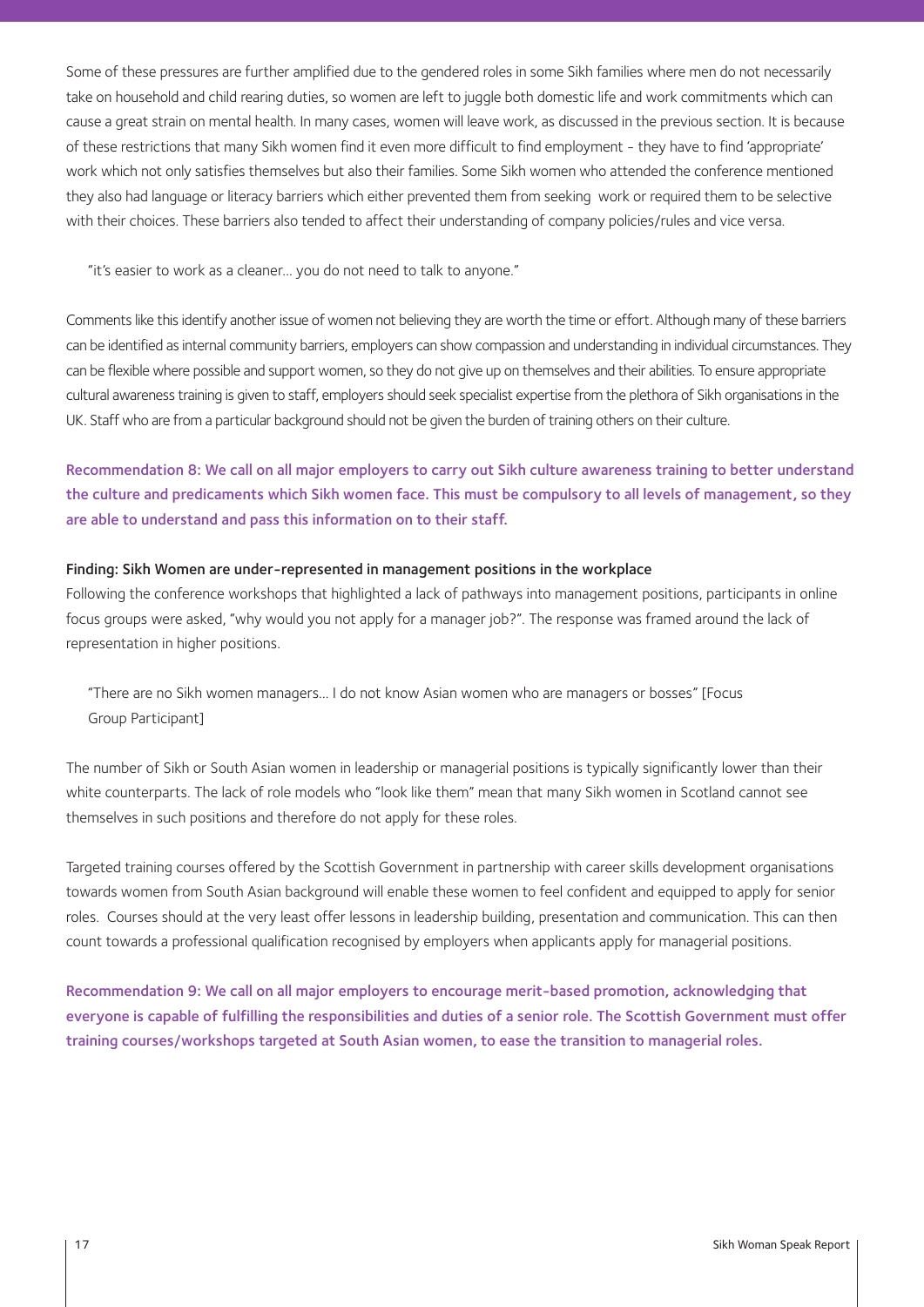Some of these pressures are further amplified due to the gendered roles in some Sikh families where men do not necessarily take on household and child rearing duties, so women are left to juggle both domestic life and work commitments which can cause a great strain on mental health. In many cases, women will leave work, as discussed in the previous section. It is because of these restrictions that many Sikh women find it even more difficult to find employment - they have to find 'appropriate' work which not only satisfies themselves but also their families. Some Sikh women who attended the conference mentioned they also had language or literacy barriers which either prevented them from seeking work or required them to be selective with their choices. These barriers also tended to affect their understanding of company policies/rules and vice versa.

> "it's easier to work as a cleaner... you do not need to talk to anyone."

Comments like this identify another issue of women not believing they are worth the time or effort. Although many of these barriers can be identified as internal community barriers, employers can show compassion and understanding in individual circumstances. They can be flexible where possible and support women, so they do not give up on themselves and their abilities. To ensure appropriate cultural awareness training is given to staff, employers should seek specialist expertise from the plethora of Sikh organisations in the UK. Staff who are from a particular background should not be given the burden of training others on their culture.

**Recommendation 8: We call on all major employers to carry out Sikh culture awareness training to better understand the culture and predicaments which Sikh women face. This must be compulsory to all levels of management, so they are able to understand and pass this information on to their staff.**

**Finding: Sikh Women are under-represented in management positions in the workplace**

Following the conference workshops that highlighted a lack of pathways into management positions, participants in online focus groups were asked, "why would you not apply for a manager job?". The response was framed around the lack of representation in higher positions.

> "There are no Sikh women managers... I do not know Asian women who are managers or bosses" [Focus Group Participant]

The number of Sikh or South Asian women in leadership or managerial positions is typically significantly lower than their white counterparts. The lack of role models who "look like them" mean that many Sikh women in Scotland cannot see themselves in such positions and therefore do not apply for these roles.

Targeted training courses offered by the Scottish Government in partnership with career skills development organisations towards women from South Asian background will enable these women to feel confident and equipped to apply for senior roles. Courses should at the very least offer lessons in leadership building, presentation and communication. This can then count towards a professional qualification recognised by employers when applicants apply for managerial positions.

**Recommendation 9: We call on all major employers to encourage merit-based promotion, acknowledging that everyone is capable of fulfilling the responsibilities and duties of a senior role. The Scottish Government must offer training courses/workshops targeted at South Asian women, to ease the transition to managerial roles.**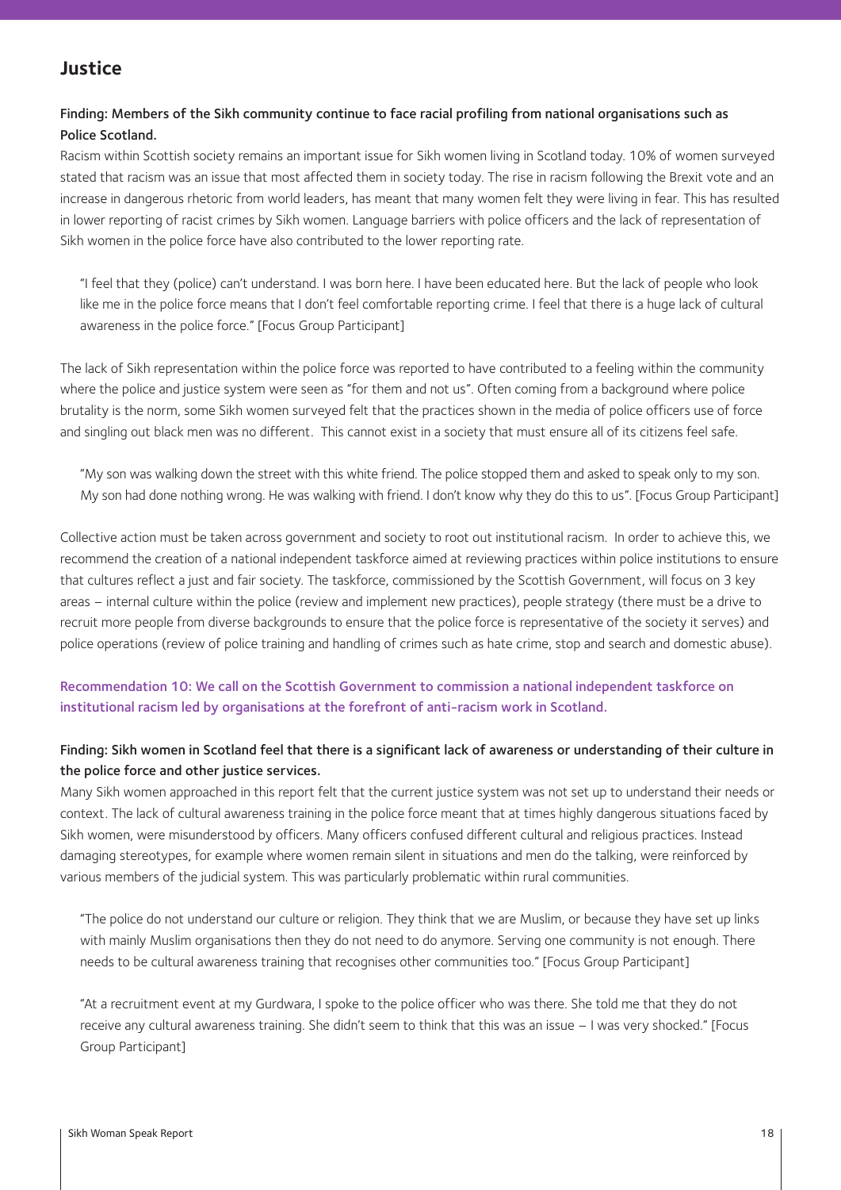## Justice

**Finding: Members of the Sikh community continue to face racial profiling from national organisations such as Police Scotland.**

Racism within Scottish society remains an important issue for Sikh women living in Scotland today. 10% of women surveyed stated that racism was an issue that most affected them in society today. The rise in racism following the Brexit vote and an increase in dangerous rhetoric from world leaders, has meant that many women felt they were living in fear. This has resulted in lower reporting of racist crimes by Sikh women. Language barriers with police officers and the lack of representation of Sikh women in the police force have also contributed to the lower reporting rate.

> "I feel that they (police) can't understand. I was born here. I have been educated here. But the lack of people who look like me in the police force means that I don't feel comfortable reporting crime. I feel that there is a huge lack of cultural awareness in the police force." [Focus Group Participant]

The lack of Sikh representation within the police force was reported to have contributed to a feeling within the community where the police and justice system were seen as "for them and not us". Often coming from a background where police brutality is the norm, some Sikh women surveyed felt that the practices shown in the media of police officers use of force and singling out black men was no different. This cannot exist in a society that must ensure all of its citizens feel safe.

> "My son was walking down the street with this white friend. The police stopped them and asked to speak only to my son. My son had done nothing wrong. He was walking with friend. I don't know why they do this to us". [Focus Group Participant]

Collective action must be taken across government and society to root out institutional racism. In order to achieve this, we recommend the creation of a national independent taskforce aimed at reviewing practices within police institutions to ensure that cultures reflect a just and fair society. The taskforce, commissioned by the Scottish Government, will focus on 3 key areas – internal culture within the police (review and implement new practices), people strategy (there must be a drive to recruit more people from diverse backgrounds to ensure that the police force is representative of the society it serves) and police operations (review of police training and handling of crimes such as hate crime, stop and search and domestic abuse).

**Recommendation 10: We call on the Scottish Government to commission a national independent taskforce on institutional racism led by organisations at the forefront of anti-racism work in Scotland.**

**Finding: Sikh women in Scotland feel that there is a significant lack of awareness or understanding of their culture in the police force and other justice services.**

Many Sikh women approached in this report felt that the current justice system was not set up to understand their needs or context. The lack of cultural awareness training in the police force meant that at times highly dangerous situations faced by Sikh women, were misunderstood by officers. Many officers confused different cultural and religious practices. Instead damaging stereotypes, for example where women remain silent in situations and men do the talking, were reinforced by various members of the judicial system. This was particularly problematic within rural communities.

> "The police do not understand our culture or religion. They think that we are Muslim, or because they have set up links with mainly Muslim organisations then they do not need to do anymore. Serving one community is not enough. There needs to be cultural awareness training that recognises other communities too." [Focus Group Participant]

> "At a recruitment event at my Gurdwara, I spoke to the police officer who was there. She told me that they do not receive any cultural awareness training. She didn't seem to think that this was an issue – I was very shocked." [Focus Group Participant]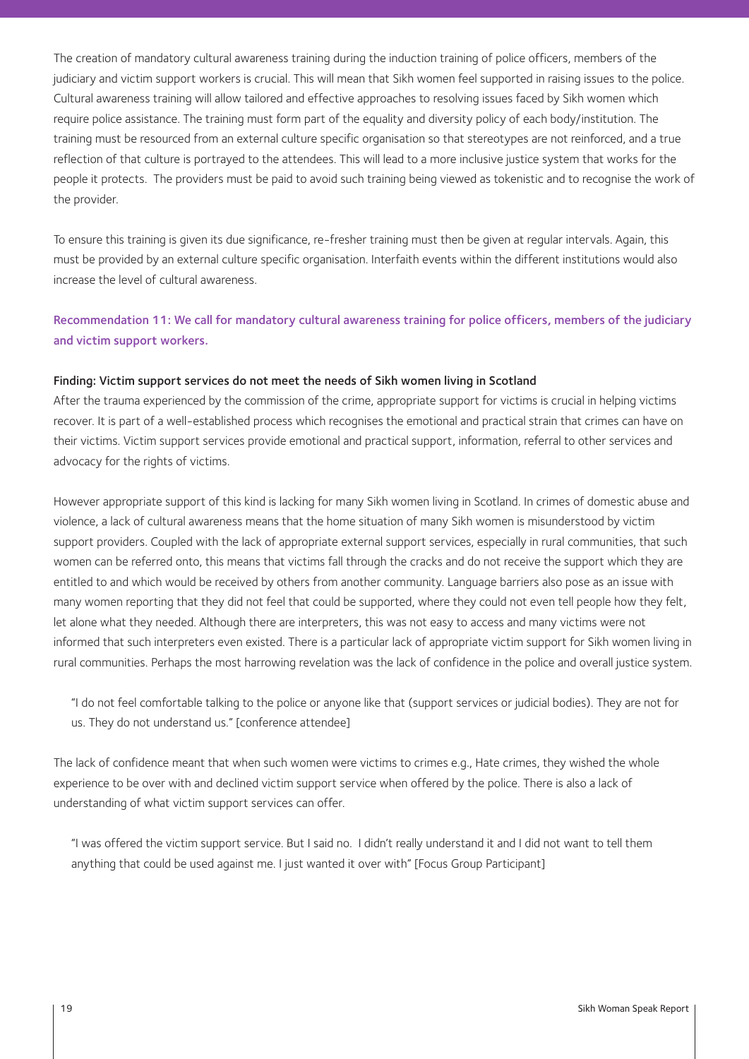The creation of mandatory cultural awareness training during the induction training of police officers, members of the judiciary and victim support workers is crucial. This will mean that Sikh women feel supported in raising issues to the police. Cultural awareness training will allow tailored and effective approaches to resolving issues faced by Sikh women which require police assistance. The training must form part of the equality and diversity policy of each body/institution. The training must be resourced from an external culture specific organisation so that stereotypes are not reinforced, and a true reflection of that culture is portrayed to the attendees. This will lead to a more inclusive justice system that works for the people it protects. The providers must be paid to avoid such training being viewed as tokenistic and to recognise the work of the provider.

To ensure this training is given its due significance, re-fresher training must then be given at regular intervals. Again, this must be provided by an external culture specific organisation. Interfaith events within the different institutions would also increase the level of cultural awareness.

**Recommendation 11: We call for mandatory cultural awareness training for police officers, members of the judiciary and victim support workers.**

**Finding: Victim support services do not meet the needs of Sikh women living in Scotland**

After the trauma experienced by the commission of the crime, appropriate support for victims is crucial in helping victims recover. It is part of a well-established process which recognises the emotional and practical strain that crimes can have on their victims. Victim support services provide emotional and practical support, information, referral to other services and advocacy for the rights of victims.

However appropriate support of this kind is lacking for many Sikh women living in Scotland. In crimes of domestic abuse and violence, a lack of cultural awareness means that the home situation of many Sikh women is misunderstood by victim support providers. Coupled with the lack of appropriate external support services, especially in rural communities, that such women can be referred onto, this means that victims fall through the cracks and do not receive the support which they are entitled to and which would be received by others from another community. Language barriers also pose as an issue with many women reporting that they did not feel that could be supported, where they could not even tell people how they felt, let alone what they needed. Although there are interpreters, this was not easy to access and many victims were not informed that such interpreters even existed. There is a particular lack of appropriate victim support for Sikh women living in rural communities. Perhaps the most harrowing revelation was the lack of confidence in the police and overall justice system.

> "I do not feel comfortable talking to the police or anyone like that (support services or judicial bodies). They are not for us. They do not understand us." [conference attendee]

The lack of confidence meant that when such women were victims to crimes e.g., Hate crimes, they wished the whole experience to be over with and declined victim support service when offered by the police. There is also a lack of understanding of what victim support services can offer.

> "I was offered the victim support service. But I said no. I didn't really understand it and I did not want to tell them anything that could be used against me. I just wanted it over with" [Focus Group Participant]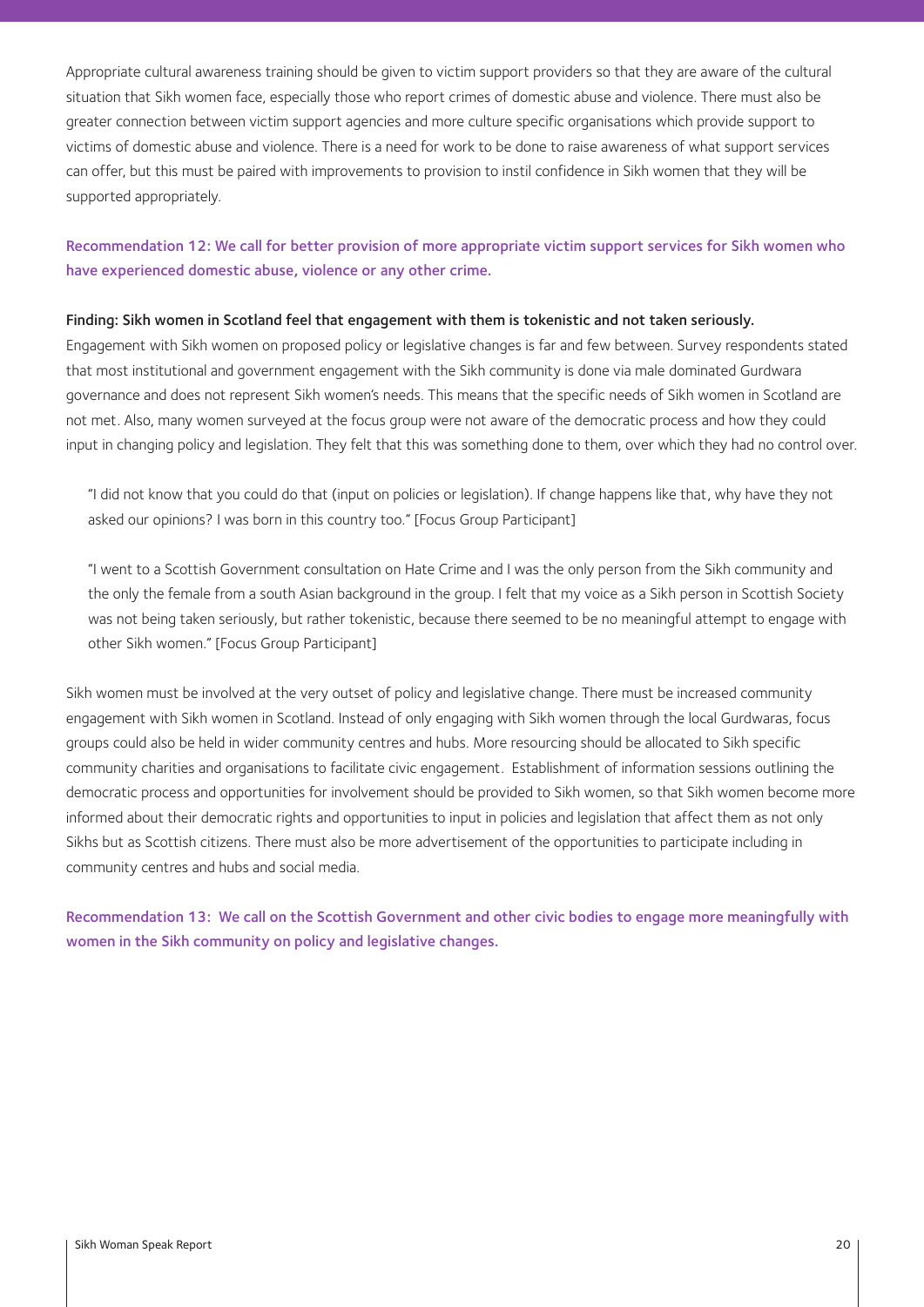Appropriate cultural awareness training should be given to victim support providers so that they are aware of the cultural situation that Sikh women face, especially those who report crimes of domestic abuse and violence. There must also be greater connection between victim support agencies and more culture specific organisations which provide support to victims of domestic abuse and violence. There is a need for work to be done to raise awareness of what support services can offer, but this must be paired with improvements to provision to instil confidence in Sikh women that they will be supported appropriately.

**Recommendation 12: We call for better provision of more appropriate victim support services for Sikh women who have experienced domestic abuse, violence or any other crime.**

**Finding: Sikh women in Scotland feel that engagement with them is tokenistic and not taken seriously.**

Engagement with Sikh women on proposed policy or legislative changes is far and few between. Survey respondents stated that most institutional and government engagement with the Sikh community is done via male dominated Gurdwara governance and does not represent Sikh women's needs. This means that the specific needs of Sikh women in Scotland are not met. Also, many women surveyed at the focus group were not aware of the democratic process and how they could input in changing policy and legislation. They felt that this was something done to them, over which they had no control over.

> "I did not know that you could do that (input on policies or legislation). If change happens like that, why have they not asked our opinions? I was born in this country too." [Focus Group Participant]

> "I went to a Scottish Government consultation on Hate Crime and I was the only person from the Sikh community and the only the female from a south Asian background in the group. I felt that my voice as a Sikh person in Scottish Society was not being taken seriously, but rather tokenistic, because there seemed to be no meaningful attempt to engage with other Sikh women." [Focus Group Participant]

Sikh women must be involved at the very outset of policy and legislative change. There must be increased community engagement with Sikh women in Scotland. Instead of only engaging with Sikh women through the local Gurdwaras, focus groups could also be held in wider community centres and hubs. More resourcing should be allocated to Sikh specific community charities and organisations to facilitate civic engagement. Establishment of information sessions outlining the democratic process and opportunities for involvement should be provided to Sikh women, so that Sikh women become more informed about their democratic rights and opportunities to input in policies and legislation that affect them as not only Sikhs but as Scottish citizens. There must also be more advertisement of the opportunities to participate including in community centres and hubs and social media.

**Recommendation 13: We call on the Scottish Government and other civic bodies to engage more meaningfully with women in the Sikh community on policy and legislative changes.**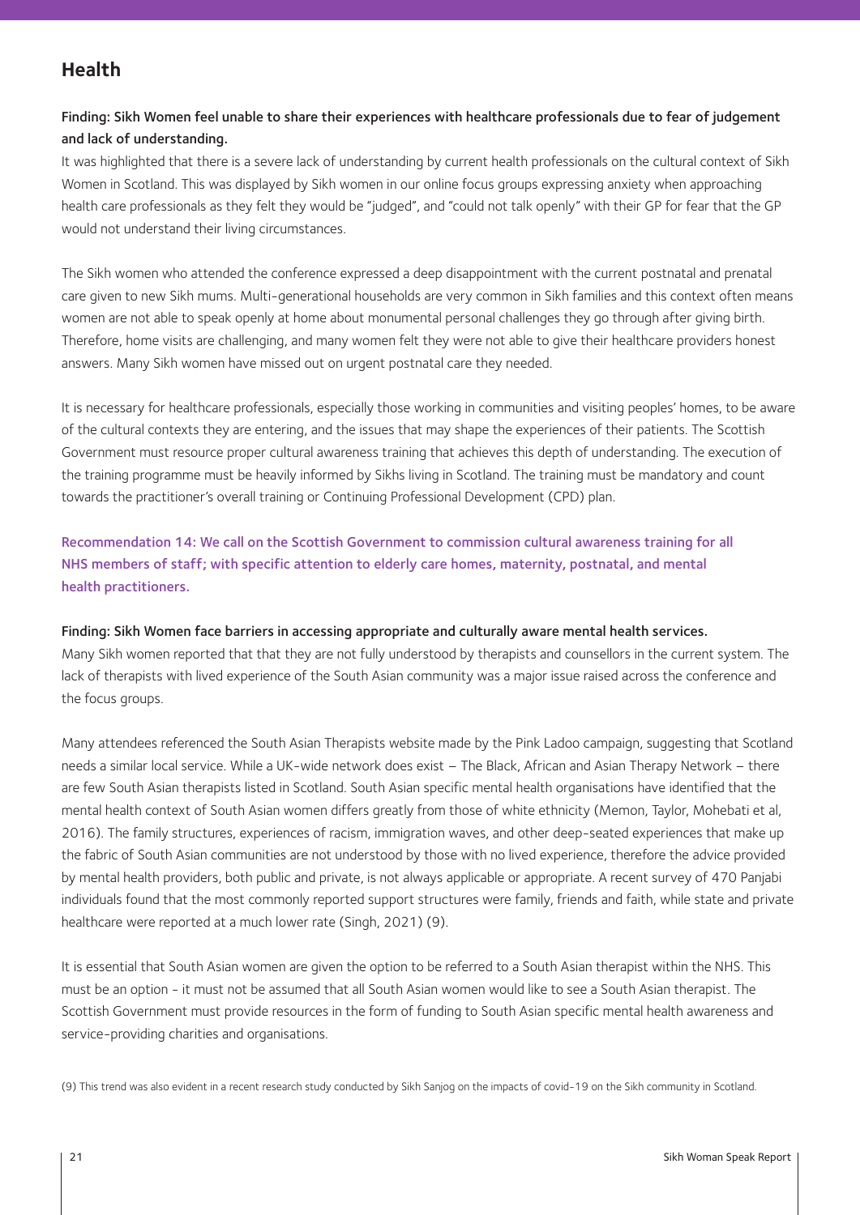## Health

**Finding: Sikh Women feel unable to share their experiences with healthcare professionals due to fear of judgement and lack of understanding.**

It was highlighted that there is a severe lack of understanding by current health professionals on the cultural context of Sikh Women in Scotland. This was displayed by Sikh women in our online focus groups expressing anxiety when approaching health care professionals as they felt they would be "judged", and "could not talk openly" with their GP for fear that the GP would not understand their living circumstances.

The Sikh women who attended the conference expressed a deep disappointment with the current postnatal and prenatal care given to new Sikh mums. Multi-generational households are very common in Sikh families and this context often means women are not able to speak openly at home about monumental personal challenges they go through after giving birth. Therefore, home visits are challenging, and many women felt they were not able to give their healthcare providers honest answers. Many Sikh women have missed out on urgent postnatal care they needed.

It is necessary for healthcare professionals, especially those working in communities and visiting peoples' homes, to be aware of the cultural contexts they are entering, and the issues that may shape the experiences of their patients. The Scottish Government must resource proper cultural awareness training that achieves this depth of understanding. The execution of the training programme must be heavily informed by Sikhs living in Scotland. The training must be mandatory and count towards the practitioner's overall training or Continuing Professional Development (CPD) plan.

**Recommendation 14: We call on the Scottish Government to commission cultural awareness training for all NHS members of staff; with specific attention to elderly care homes, maternity, postnatal, and mental health practitioners.**

**Finding: Sikh Women face barriers in accessing appropriate and culturally aware mental health services.**

Many Sikh women reported that that they are not fully understood by therapists and counsellors in the current system. The lack of therapists with lived experience of the South Asian community was a major issue raised across the conference and the focus groups.

Many attendees referenced the South Asian Therapists website made by the Pink Ladoo campaign, suggesting that Scotland needs a similar local service. While a UK-wide network does exist – The Black, African and Asian Therapy Network – there are few South Asian therapists listed in Scotland. South Asian specific mental health organisations have identified that the mental health context of South Asian women differs greatly from those of white ethnicity (Memon, Taylor, Mohebati et al, 2016). The family structures, experiences of racism, immigration waves, and other deep-seated experiences that make up the fabric of South Asian communities are not understood by those with no lived experience, therefore the advice provided by mental health providers, both public and private, is not always applicable or appropriate. A recent survey of 470 Panjabi individuals found that the most commonly reported support structures were family, friends and faith, while state and private healthcare were reported at a much lower rate (Singh, 2021) (9).

It is essential that South Asian women are given the option to be referred to a South Asian therapist within the NHS. This must be an option - it must not be assumed that all South Asian women would like to see a South Asian therapist. The Scottish Government must provide resources in the form of funding to South Asian specific mental health awareness and service-providing charities and organisations.

(9) This trend was also evident in a recent research study conducted by Sikh Sanjog on the impacts of covid-19 on the Sikh community in Scotland.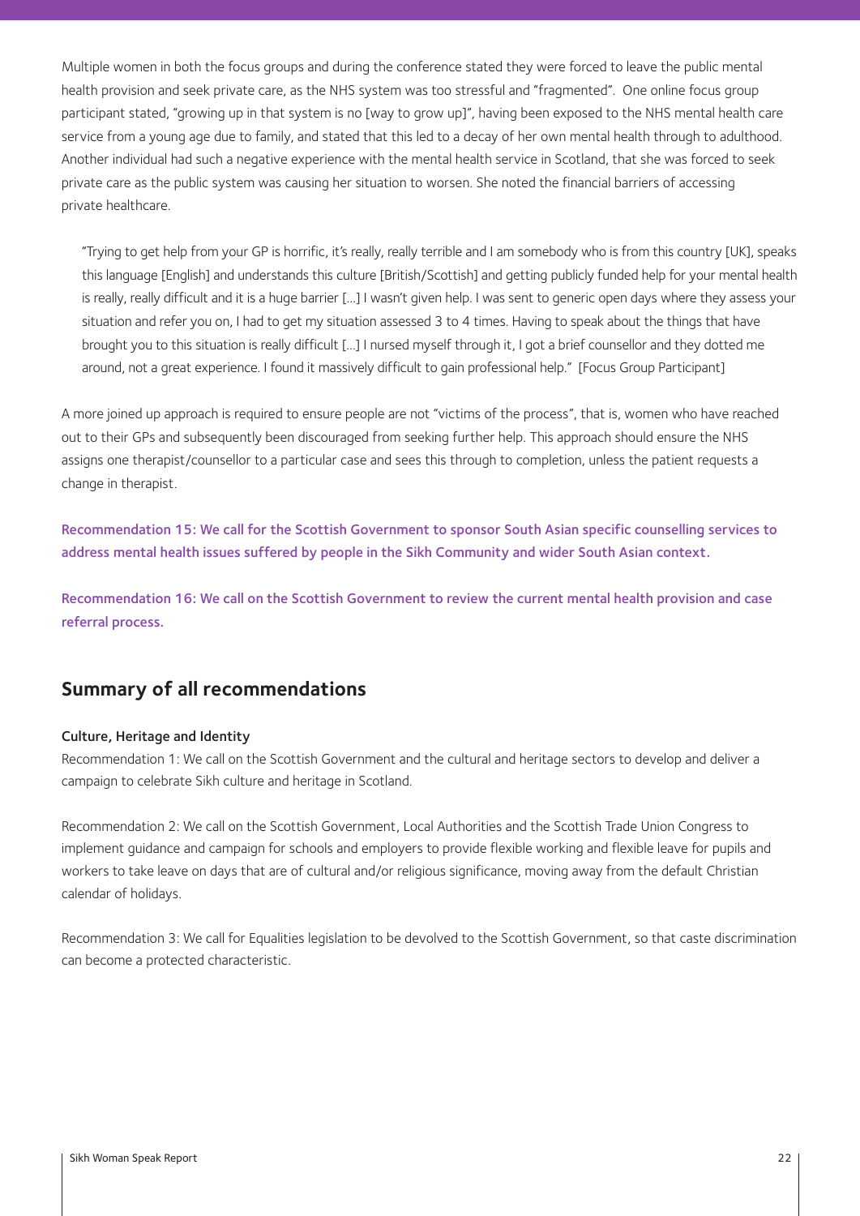Multiple women in both the focus groups and during the conference stated they were forced to leave the public mental health provision and seek private care, as the NHS system was too stressful and "fragmented". One online focus group participant stated, "growing up in that system is no [way to grow up]", having been exposed to the NHS mental health care service from a young age due to family, and stated that this led to a decay of her own mental health through to adulthood. Another individual had such a negative experience with the mental health service in Scotland, that she was forced to seek private care as the public system was causing her situation to worsen. She noted the financial barriers of accessing private healthcare.

> "Trying to get help from your GP is horrific, it's really, really terrible and I am somebody who is from this country [UK], speaks this language [English] and understands this culture [British/Scottish] and getting publicly funded help for your mental health is really, really difficult and it is a huge barrier […] I wasn't given help. I was sent to generic open days where they assess your situation and refer you on, I had to get my situation assessed 3 to 4 times. Having to speak about the things that have brought you to this situation is really difficult […] I nursed myself through it, I got a brief counsellor and they dotted me around, not a great experience. I found it massively difficult to gain professional help." [Focus Group Participant]

A more joined up approach is required to ensure people are not "victims of the process", that is, women who have reached out to their GPs and subsequently been discouraged from seeking further help. This approach should ensure the NHS assigns one therapist/counsellor to a particular case and sees this through to completion, unless the patient requests a change in therapist.

**Recommendation 15: We call for the Scottish Government to sponsor South Asian specific counselling services to address mental health issues suffered by people in the Sikh Community and wider South Asian context.**

**Recommendation 16: We call on the Scottish Government to review the current mental health provision and case referral process.**

## Summary of all recommendations

### Culture, Heritage and Identity

Recommendation 1: We call on the Scottish Government and the cultural and heritage sectors to develop and deliver a campaign to celebrate Sikh culture and heritage in Scotland.

Recommendation 2: We call on the Scottish Government, Local Authorities and the Scottish Trade Union Congress to implement guidance and campaign for schools and employers to provide flexible working and flexible leave for pupils and workers to take leave on days that are of cultural and/or religious significance, moving away from the default Christian calendar of holidays.

Recommendation 3: We call for Equalities legislation to be devolved to the Scottish Government, so that caste discrimination can become a protected characteristic.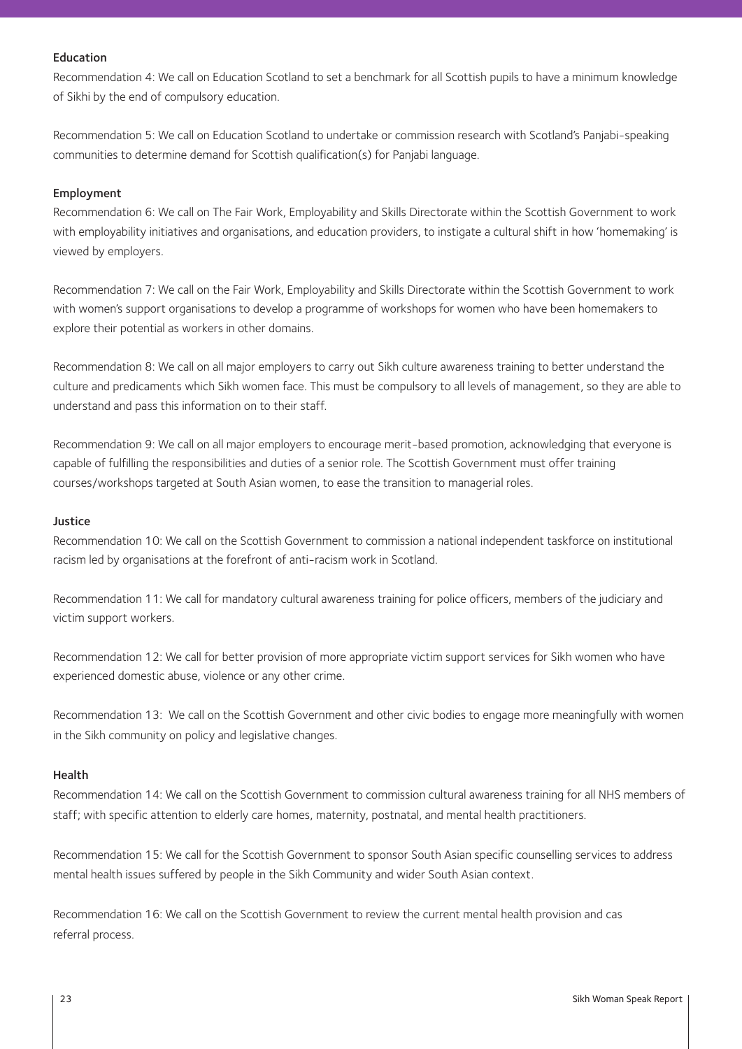### Education

Recommendation 4: We call on Education Scotland to set a benchmark for all Scottish pupils to have a minimum knowledge of Sikhi by the end of compulsory education.

Recommendation 5: We call on Education Scotland to undertake or commission research with Scotland's Panjabi-speaking communities to determine demand for Scottish qualification(s) for Panjabi language.

### Employment

Recommendation 6: We call on The Fair Work, Employability and Skills Directorate within the Scottish Government to work with employability initiatives and organisations, and education providers, to instigate a cultural shift in how 'homemaking' is viewed by employers.

Recommendation 7: We call on the Fair Work, Employability and Skills Directorate within the Scottish Government to work with women's support organisations to develop a programme of workshops for women who have been homemakers to explore their potential as workers in other domains.

Recommendation 8: We call on all major employers to carry out Sikh culture awareness training to better understand the culture and predicaments which Sikh women face. This must be compulsory to all levels of management, so they are able to understand and pass this information on to their staff.

Recommendation 9: We call on all major employers to encourage merit-based promotion, acknowledging that everyone is capable of fulfilling the responsibilities and duties of a senior role. The Scottish Government must offer training courses/workshops targeted at South Asian women, to ease the transition to managerial roles.

### Justice

Recommendation 10: We call on the Scottish Government to commission a national independent taskforce on institutional racism led by organisations at the forefront of anti-racism work in Scotland.

Recommendation 11: We call for mandatory cultural awareness training for police officers, members of the judiciary and victim support workers.

Recommendation 12: We call for better provision of more appropriate victim support services for Sikh women who have experienced domestic abuse, violence or any other crime.

Recommendation 13: We call on the Scottish Government and other civic bodies to engage more meaningfully with women in the Sikh community on policy and legislative changes.

### Health

Recommendation 14: We call on the Scottish Government to commission cultural awareness training for all NHS members of staff; with specific attention to elderly care homes, maternity, postnatal, and mental health practitioners.

Recommendation 15: We call for the Scottish Government to sponsor South Asian specific counselling services to address mental health issues suffered by people in the Sikh Community and wider South Asian context.

Recommendation 16: We call on the Scottish Government to review the current mental health provision and cas referral process.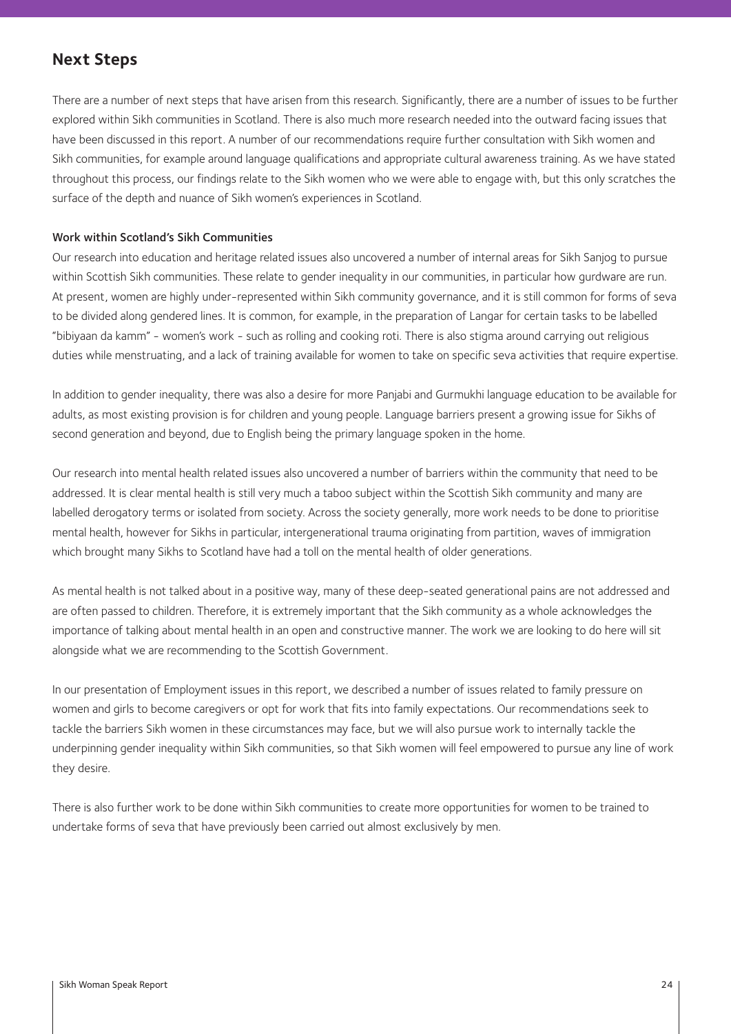## Next Steps

There are a number of next steps that have arisen from this research. Significantly, there are a number of issues to be further explored within Sikh communities in Scotland. There is also much more research needed into the outward facing issues that have been discussed in this report. A number of our recommendations require further consultation with Sikh women and Sikh communities, for example around language qualifications and appropriate cultural awareness training. As we have stated throughout this process, our findings relate to the Sikh women who we were able to engage with, but this only scratches the surface of the depth and nuance of Sikh women's experiences in Scotland.

### Work within Scotland's Sikh Communities

Our research into education and heritage related issues also uncovered a number of internal areas for Sikh Sanjog to pursue within Scottish Sikh communities. These relate to gender inequality in our communities, in particular how gurdware are run. At present, women are highly under-represented within Sikh community governance, and it is still common for forms of seva to be divided along gendered lines. It is common, for example, in the preparation of Langar for certain tasks to be labelled "bibiyaan da kamm" - women's work - such as rolling and cooking roti. There is also stigma around carrying out religious duties while menstruating, and a lack of training available for women to take on specific seva activities that require expertise.

In addition to gender inequality, there was also a desire for more Panjabi and Gurmukhi language education to be available for adults, as most existing provision is for children and young people. Language barriers present a growing issue for Sikhs of second generation and beyond, due to English being the primary language spoken in the home.

Our research into mental health related issues also uncovered a number of barriers within the community that need to be addressed. It is clear mental health is still very much a taboo subject within the Scottish Sikh community and many are labelled derogatory terms or isolated from society. Across the society generally, more work needs to be done to prioritise mental health, however for Sikhs in particular, intergenerational trauma originating from partition, waves of immigration which brought many Sikhs to Scotland have had a toll on the mental health of older generations.

As mental health is not talked about in a positive way, many of these deep-seated generational pains are not addressed and are often passed to children. Therefore, it is extremely important that the Sikh community as a whole acknowledges the importance of talking about mental health in an open and constructive manner. The work we are looking to do here will sit alongside what we are recommending to the Scottish Government.

In our presentation of Employment issues in this report, we described a number of issues related to family pressure on women and girls to become caregivers or opt for work that fits into family expectations. Our recommendations seek to tackle the barriers Sikh women in these circumstances may face, but we will also pursue work to internally tackle the underpinning gender inequality within Sikh communities, so that Sikh women will feel empowered to pursue any line of work they desire.

There is also further work to be done within Sikh communities to create more opportunities for women to be trained to undertake forms of seva that have previously been carried out almost exclusively by men.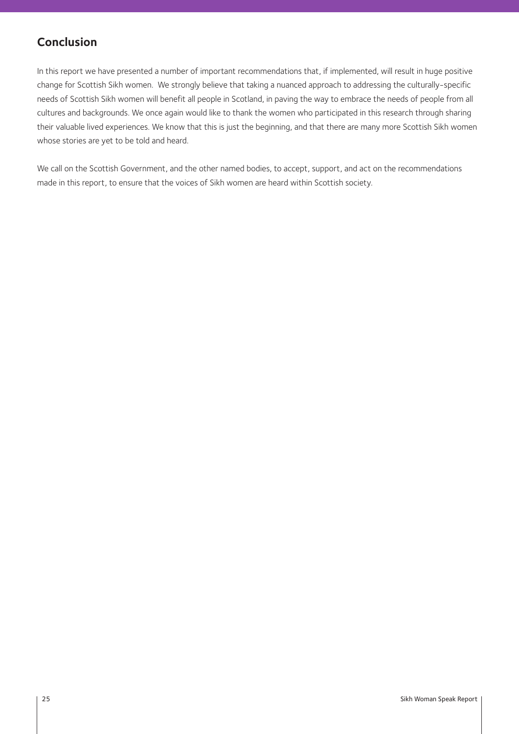## Conclusion

In this report we have presented a number of important recommendations that, if implemented, will result in huge positive change for Scottish Sikh women. We strongly believe that taking a nuanced approach to addressing the culturally-specific needs of Scottish Sikh women will benefit all people in Scotland, in paving the way to embrace the needs of people from all cultures and backgrounds. We once again would like to thank the women who participated in this research through sharing their valuable lived experiences. We know that this is just the beginning, and that there are many more Scottish Sikh women whose stories are yet to be told and heard.

We call on the Scottish Government, and the other named bodies, to accept, support, and act on the recommendations made in this report, to ensure that the voices of Sikh women are heard within Scottish society.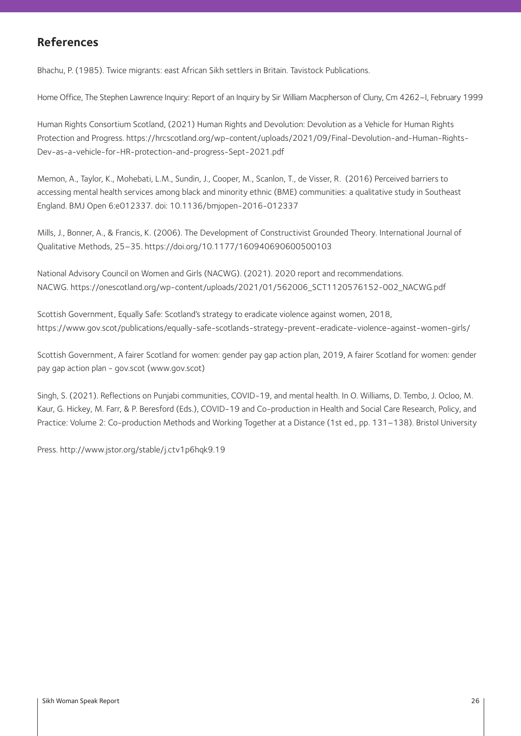## References

Bhachu, P. (1985). Twice migrants: east African Sikh settlers in Britain. Tavistock Publications.

Home Office, The Stephen Lawrence Inquiry: Report of an Inquiry by Sir William Macpherson of Cluny, Cm 4262–I, February 1999

Human Rights Consortium Scotland, (2021) Human Rights and Devolution: Devolution as a Vehicle for Human Rights Protection and Progress. https://hrcscotland.org/wp-content/uploads/2021/09/Final-Devolution-and-Human-Rights-Dev-as-a-vehicle-for-HR-protection-and-progress-Sept-2021.pdf

Memon, A., Taylor, K., Mohebati, L.M., Sundin, J., Cooper, M., Scanlon, T., de Visser, R. (2016) Perceived barriers to accessing mental health services among black and minority ethnic (BME) communities: a qualitative study in Southeast England. BMJ Open 6:e012337. doi: 10.1136/bmjopen-2016-012337

Mills, J., Bonner, A., & Francis, K. (2006). The Development of Constructivist Grounded Theory. International Journal of Qualitative Methods, 25–35. https://doi.org/10.1177/160940690600500103

National Advisory Council on Women and Girls (NACWG). (2021). 2020 report and recommendations. NACWG. https://onescotland.org/wp-content/uploads/2021/01/562006_SCT1120576152-002_NACWG.pdf

Scottish Government, Equally Safe: Scotland's strategy to eradicate violence against women, 2018, https://www.gov.scot/publications/equally-safe-scotlands-strategy-prevent-eradicate-violence-against-women-girls/

Scottish Government, A fairer Scotland for women: gender pay gap action plan, 2019, A fairer Scotland for women: gender pay gap action plan - gov.scot (www.gov.scot)

Singh, S. (2021). Reflections on Punjabi communities, COVID-19, and mental health. In O. Williams, D. Tembo, J. Ocloo, M. Kaur, G. Hickey, M. Farr, & P. Beresford (Eds.), COVID-19 and Co-production in Health and Social Care Research, Policy, and Practice: Volume 2: Co-production Methods and Working Together at a Distance (1st ed., pp. 131–138). Bristol University

Press. http://www.jstor.org/stable/j.ctv1p6hqk9.19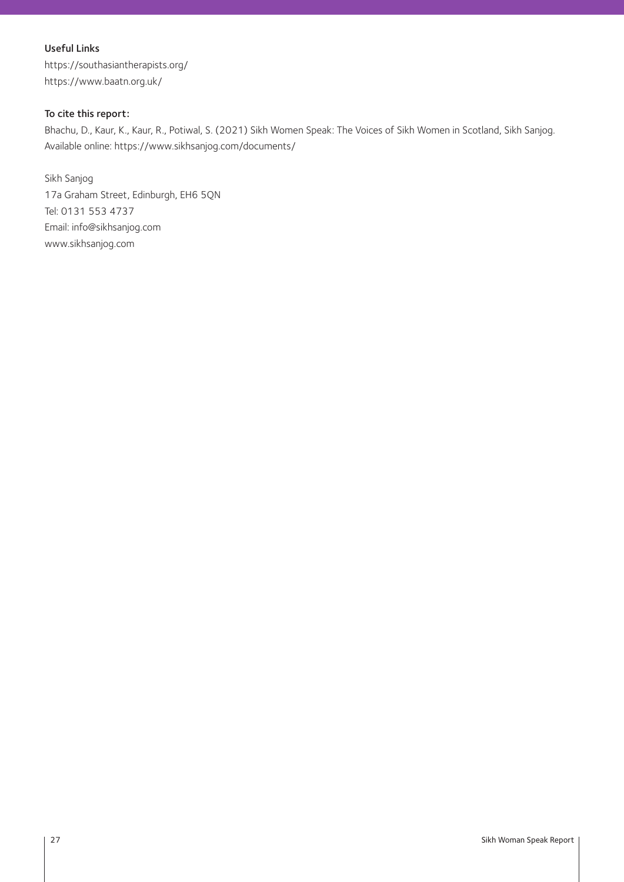**Useful Links**

https://southasiantherapists.org/
https://www.baatn.org.uk/

**To cite this report:**

Bhachu, D., Kaur, K., Kaur, R., Potiwal, S. (2021) Sikh Women Speak: The Voices of Sikh Women in Scotland, Sikh Sanjog. Available online: https://www.sikhsanjog.com/documents/

Sikh Sanjog
17a Graham Street, Edinburgh, EH6 5QN
Tel: 0131 553 4737
Email: info@sikhsanjog.com
www.sikhsanjog.com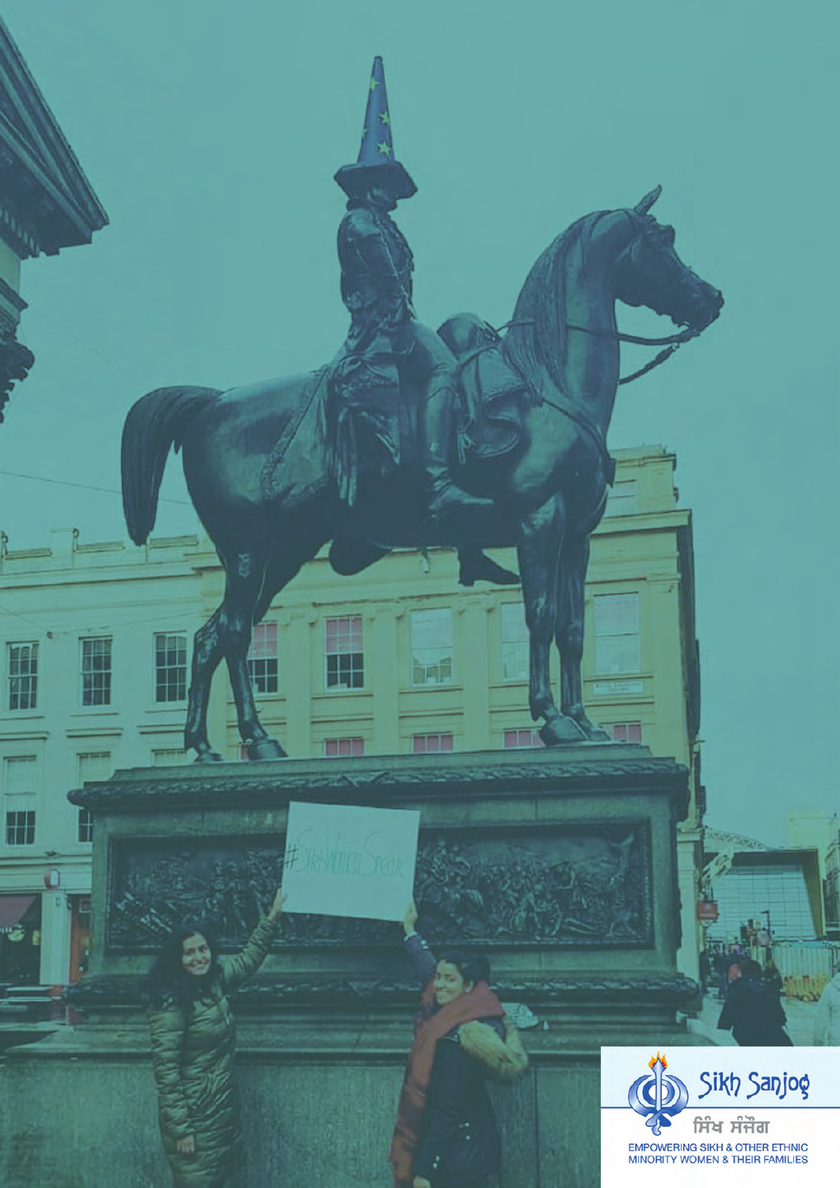Sikh Sanjog

ਸਿੱਖ ਸੰਜੋਗ

EMPOWERING SIKH & OTHER ETHNIC MINORITY WOMEN & THEIR FAMILIES